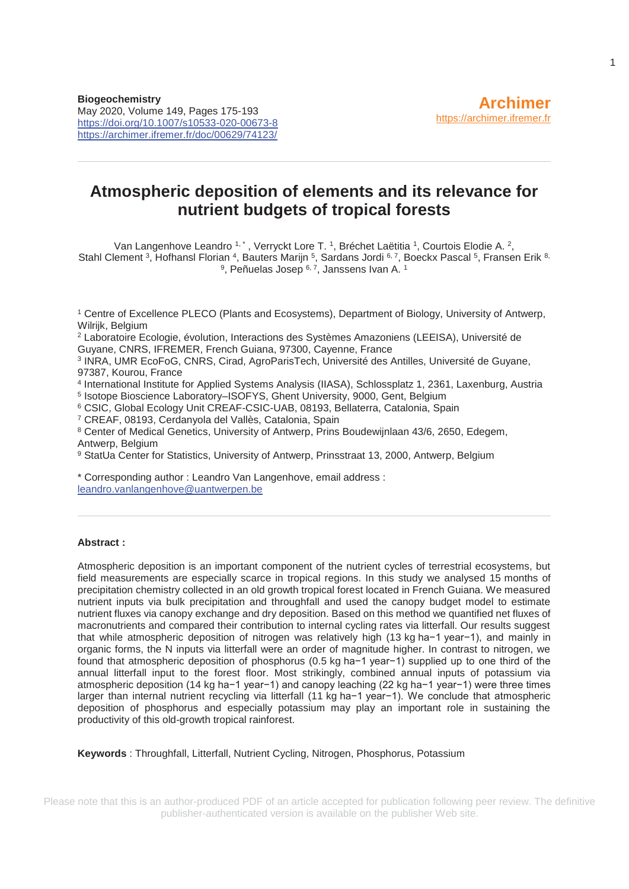**Biogeochemistry**
May 2020, Volume 149, Pages 175-193
https://doi.org/10.1007/s10533-020-00673-8
https://archimer.ifremer.fr/doc/00629/74123/

**Archimer**
https://archimer.ifremer.fr

# Atmospheric deposition of elements and its relevance for nutrient budgets of tropical forests

Van Langenhove Leandro [1,*], Verryckt Lore T. [1], Bréchet Laëtitia [1], Courtois Elodie A. [2], Stahl Clement [3], Hofhansl Florian [4], Bauters Marijn [5], Sardans Jordi [6,7], Boeckx Pascal [5], Fransen Erik [8,9], Peñuelas Josep [6,7], Janssens Ivan A. [1]

[1] Centre of Excellence PLECO (Plants and Ecosystems), Department of Biology, University of Antwerp, Wilrijk, Belgium
[2] Laboratoire Ecologie, évolution, Interactions des Systèmes Amazoniens (LEEISA), Université de Guyane, CNRS, IFREMER, French Guiana, 97300, Cayenne, France
[3] INRA, UMR EcoFoG, CNRS, Cirad, AgroParisTech, Université des Antilles, Université de Guyane, 97387, Kourou, France
[4] International Institute for Applied Systems Analysis (IIASA), Schlossplatz 1, 2361, Laxenburg, Austria
[5] Isotope Bioscience Laboratory–ISOFYS, Ghent University, 9000, Gent, Belgium
[6] CSIC, Global Ecology Unit CREAF-CSIC-UAB, 08193, Bellaterra, Catalonia, Spain
[7] CREAF, 08193, Cerdanyola del Vallès, Catalonia, Spain
[8] Center of Medical Genetics, University of Antwerp, Prins Boudewijnlaan 43/6, 2650, Edegem, Antwerp, Belgium
[9] StatUa Center for Statistics, University of Antwerp, Prinsstraat 13, 2000, Antwerp, Belgium

* Corresponding author : Leandro Van Langenhove, email address : leandro.vanlangenhove@uantwerpen.be

---

**Abstract :**

Atmospheric deposition is an important component of the nutrient cycles of terrestrial ecosystems, but field measurements are especially scarce in tropical regions. In this study we analysed 15 months of precipitation chemistry collected in an old growth tropical forest located in French Guiana. We measured nutrient inputs via bulk precipitation and throughfall and used the canopy budget model to estimate nutrient fluxes via canopy exchange and dry deposition. Based on this method we quantified net fluxes of macronutrients and compared their contribution to internal cycling rates via litterfall. Our results suggest that while atmospheric deposition of nitrogen was relatively high (13 kg ha−1 year−1), and mainly in organic forms, the N inputs via litterfall were an order of magnitude higher. In contrast to nitrogen, we found that atmospheric deposition of phosphorus (0.5 kg ha−1 year−1) supplied up to one third of the annual litterfall input to the forest floor. Most strikingly, combined annual inputs of potassium via atmospheric deposition (14 kg ha−1 year−1) and canopy leaching (22 kg ha−1 year−1) were three times larger than internal nutrient recycling via litterfall (11 kg ha−1 year−1). We conclude that atmospheric deposition of phosphorus and especially potassium may play an important role in sustaining the productivity of this old-growth tropical rainforest.

**Keywords** : Throughfall, Litterfall, Nutrient Cycling, Nitrogen, Phosphorus, Potassium

Please note that this is an author-produced PDF of an article accepted for publication following peer review. The definitive publisher-authenticated version is available on the publisher Web site.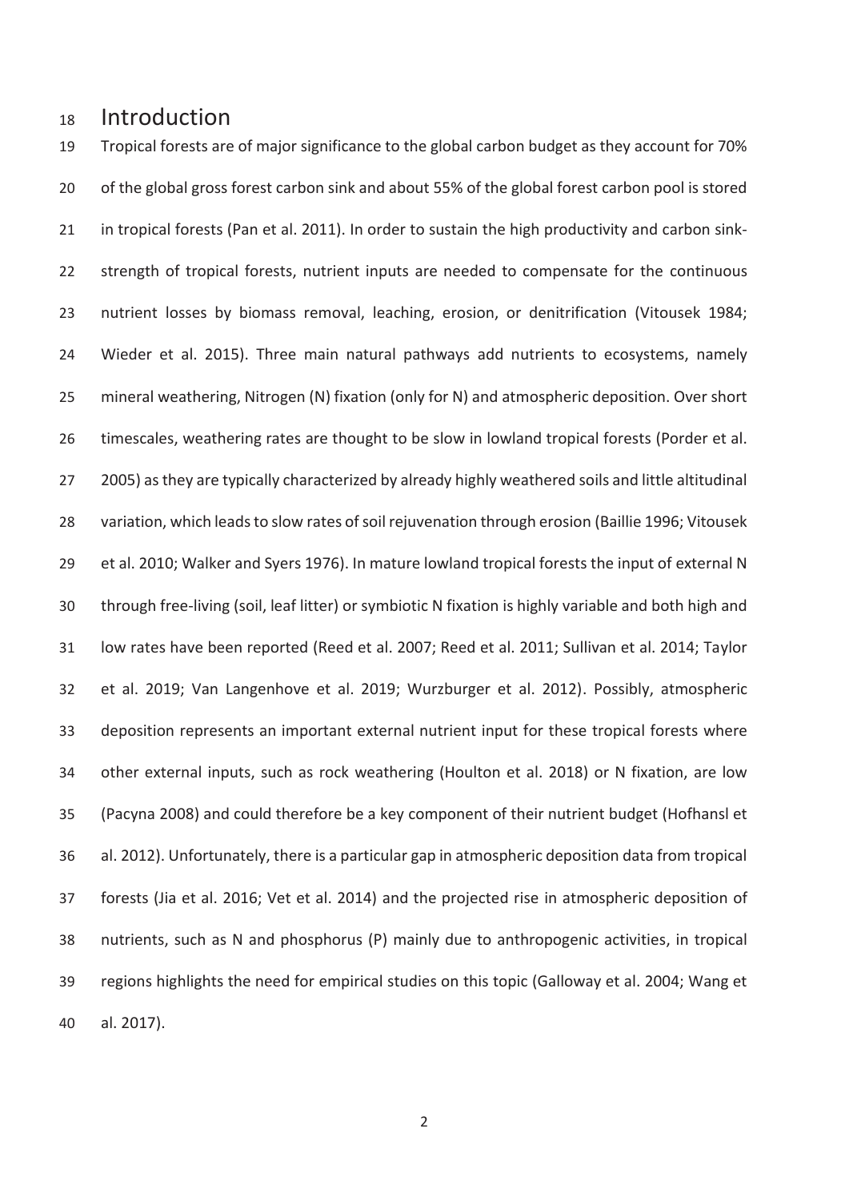# Introduction

Tropical forests are of major significance to the global carbon budget as they account for 70% of the global gross forest carbon sink and about 55% of the global forest carbon pool is stored in tropical forests (Pan et al. 2011). In order to sustain the high productivity and carbon sink-strength of tropical forests, nutrient inputs are needed to compensate for the continuous nutrient losses by biomass removal, leaching, erosion, or denitrification (Vitousek 1984; Wieder et al. 2015). Three main natural pathways add nutrients to ecosystems, namely mineral weathering, Nitrogen (N) fixation (only for N) and atmospheric deposition. Over short timescales, weathering rates are thought to be slow in lowland tropical forests (Porder et al. 2005) as they are typically characterized by already highly weathered soils and little altitudinal variation, which leads to slow rates of soil rejuvenation through erosion (Baillie 1996; Vitousek et al. 2010; Walker and Syers 1976). In mature lowland tropical forests the input of external N through free-living (soil, leaf litter) or symbiotic N fixation is highly variable and both high and low rates have been reported (Reed et al. 2007; Reed et al. 2011; Sullivan et al. 2014; Taylor et al. 2019; Van Langenhove et al. 2019; Wurzburger et al. 2012). Possibly, atmospheric deposition represents an important external nutrient input for these tropical forests where other external inputs, such as rock weathering (Houlton et al. 2018) or N fixation, are low (Pacyna 2008) and could therefore be a key component of their nutrient budget (Hofhansl et al. 2012). Unfortunately, there is a particular gap in atmospheric deposition data from tropical forests (Jia et al. 2016; Vet et al. 2014) and the projected rise in atmospheric deposition of nutrients, such as N and phosphorus (P) mainly due to anthropogenic activities, in tropical regions highlights the need for empirical studies on this topic (Galloway et al. 2004; Wang et al. 2017).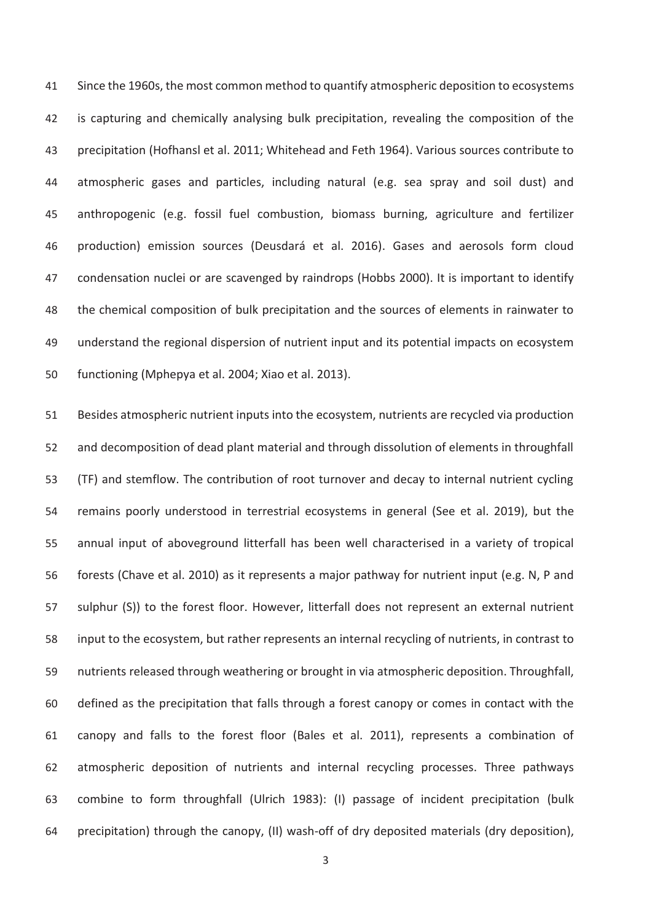Since the 1960s, the most common method to quantify atmospheric deposition to ecosystems is capturing and chemically analysing bulk precipitation, revealing the composition of the precipitation (Hofhansl et al. 2011; Whitehead and Feth 1964). Various sources contribute to atmospheric gases and particles, including natural (e.g. sea spray and soil dust) and anthropogenic (e.g. fossil fuel combustion, biomass burning, agriculture and fertilizer production) emission sources (Deusdará et al. 2016). Gases and aerosols form cloud condensation nuclei or are scavenged by raindrops (Hobbs 2000). It is important to identify the chemical composition of bulk precipitation and the sources of elements in rainwater to understand the regional dispersion of nutrient input and its potential impacts on ecosystem functioning (Mphepya et al. 2004; Xiao et al. 2013).

Besides atmospheric nutrient inputs into the ecosystem, nutrients are recycled via production and decomposition of dead plant material and through dissolution of elements in throughfall (TF) and stemflow. The contribution of root turnover and decay to internal nutrient cycling remains poorly understood in terrestrial ecosystems in general (See et al. 2019), but the annual input of aboveground litterfall has been well characterised in a variety of tropical forests (Chave et al. 2010) as it represents a major pathway for nutrient input (e.g. N, P and sulphur (S)) to the forest floor. However, litterfall does not represent an external nutrient input to the ecosystem, but rather represents an internal recycling of nutrients, in contrast to nutrients released through weathering or brought in via atmospheric deposition. Throughfall, defined as the precipitation that falls through a forest canopy or comes in contact with the canopy and falls to the forest floor (Bales et al. 2011), represents a combination of atmospheric deposition of nutrients and internal recycling processes. Three pathways combine to form throughfall (Ulrich 1983): (I) passage of incident precipitation (bulk precipitation) through the canopy, (II) wash-off of dry deposited materials (dry deposition),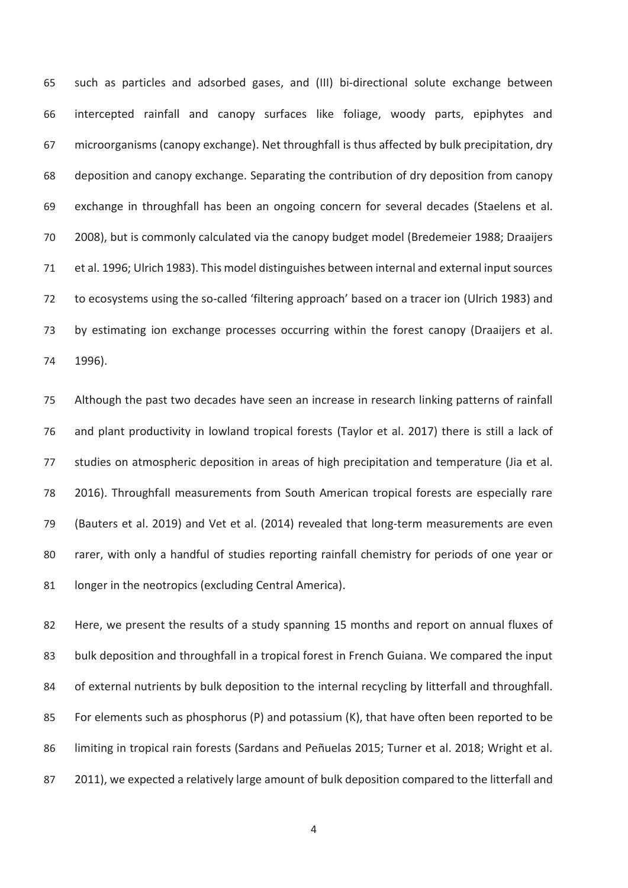such as particles and adsorbed gases, and (III) bi-directional solute exchange between intercepted rainfall and canopy surfaces like foliage, woody parts, epiphytes and microorganisms (canopy exchange). Net throughfall is thus affected by bulk precipitation, dry deposition and canopy exchange. Separating the contribution of dry deposition from canopy exchange in throughfall has been an ongoing concern for several decades (Staelens et al. 2008), but is commonly calculated via the canopy budget model (Bredemeier 1988; Draaijers et al. 1996; Ulrich 1983). This model distinguishes between internal and external input sources to ecosystems using the so-called 'filtering approach' based on a tracer ion (Ulrich 1983) and by estimating ion exchange processes occurring within the forest canopy (Draaijers et al. 1996).

Although the past two decades have seen an increase in research linking patterns of rainfall and plant productivity in lowland tropical forests (Taylor et al. 2017) there is still a lack of studies on atmospheric deposition in areas of high precipitation and temperature (Jia et al. 2016). Throughfall measurements from South American tropical forests are especially rare (Bauters et al. 2019) and Vet et al. (2014) revealed that long-term measurements are even rarer, with only a handful of studies reporting rainfall chemistry for periods of one year or longer in the neotropics (excluding Central America).

Here, we present the results of a study spanning 15 months and report on annual fluxes of bulk deposition and throughfall in a tropical forest in French Guiana. We compared the input of external nutrients by bulk deposition to the internal recycling by litterfall and throughfall. For elements such as phosphorus (P) and potassium (K), that have often been reported to be limiting in tropical rain forests (Sardans and Peñuelas 2015; Turner et al. 2018; Wright et al. 2011), we expected a relatively large amount of bulk deposition compared to the litterfall and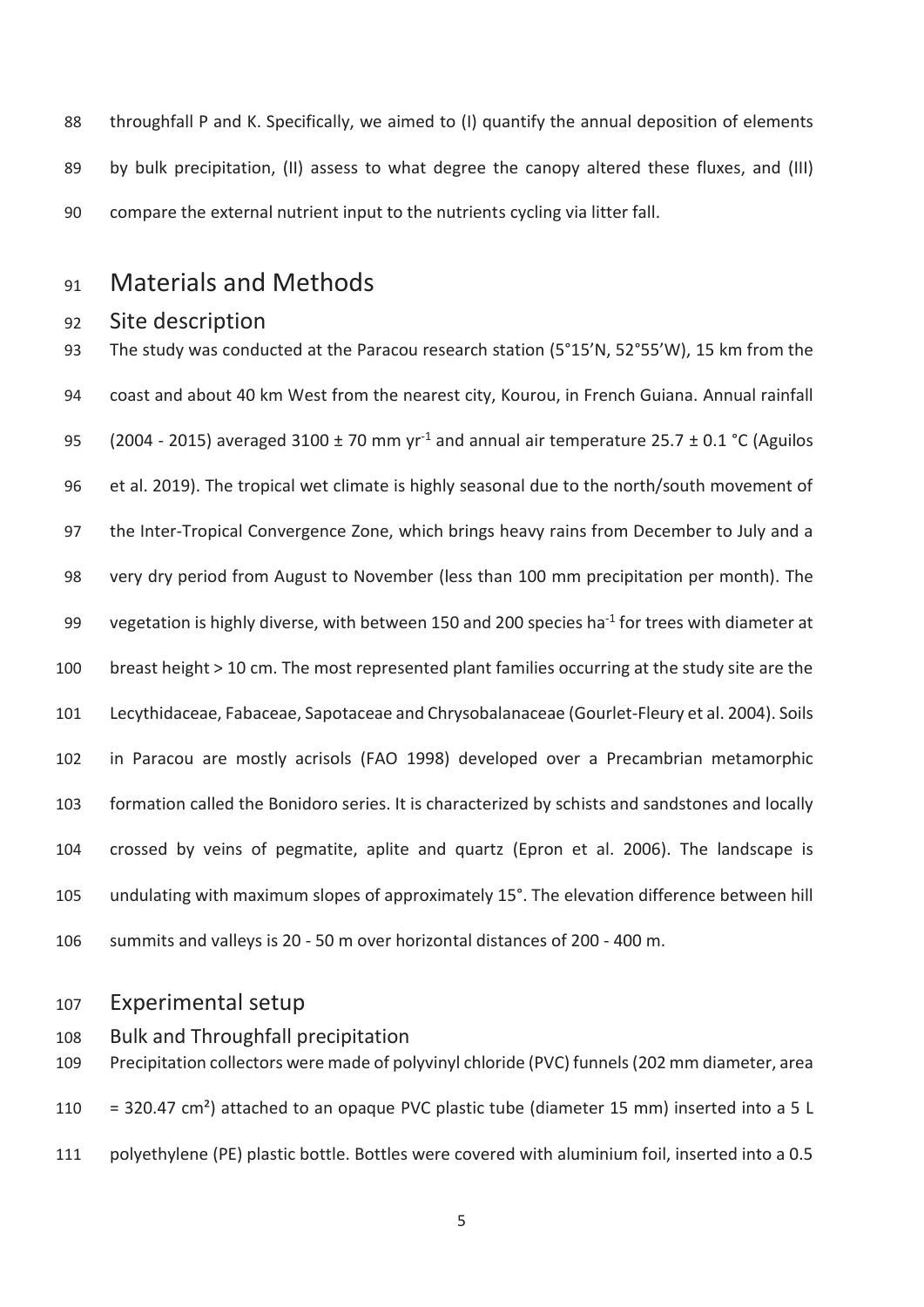throughfall P and K. Specifically, we aimed to (I) quantify the annual deposition of elements by bulk precipitation, (II) assess to what degree the canopy altered these fluxes, and (III) compare the external nutrient input to the nutrients cycling via litter fall.

# Materials and Methods

## Site description

The study was conducted at the Paracou research station (5°15'N, 52°55'W), 15 km from the coast and about 40 km West from the nearest city, Kourou, in French Guiana. Annual rainfall (2004 - 2015) averaged 3100 ± 70 mm $yr^{-1}$ and annual air temperature 25.7 ± 0.1 °C (Aguilos et al. 2019). The tropical wet climate is highly seasonal due to the north/south movement of the Inter-Tropical Convergence Zone, which brings heavy rains from December to July and a very dry period from August to November (less than 100 mm precipitation per month). The vegetation is highly diverse, with between 150 and 200 species $ha^{-1}$ for trees with diameter at breast height > 10 cm. The most represented plant families occurring at the study site are the Lecythidaceae, Fabaceae, Sapotaceae and Chrysobalanaceae (Gourlet-Fleury et al. 2004). Soils in Paracou are mostly acrisols (FAO 1998) developed over a Precambrian metamorphic formation called the Bonidoro series. It is characterized by schists and sandstones and locally crossed by veins of pegmatite, aplite and quartz (Epron et al. 2006). The landscape is undulating with maximum slopes of approximately 15°. The elevation difference between hill summits and valleys is 20 - 50 m over horizontal distances of 200 - 400 m.

## Experimental setup

### Bulk and Throughfall precipitation

Precipitation collectors were made of polyvinyl chloride (PVC) funnels (202 mm diameter, area = 320.47 $cm^2$) attached to an opaque PVC plastic tube (diameter 15 mm) inserted into a 5 L polyethylene (PE) plastic bottle. Bottles were covered with aluminium foil, inserted into a 0.5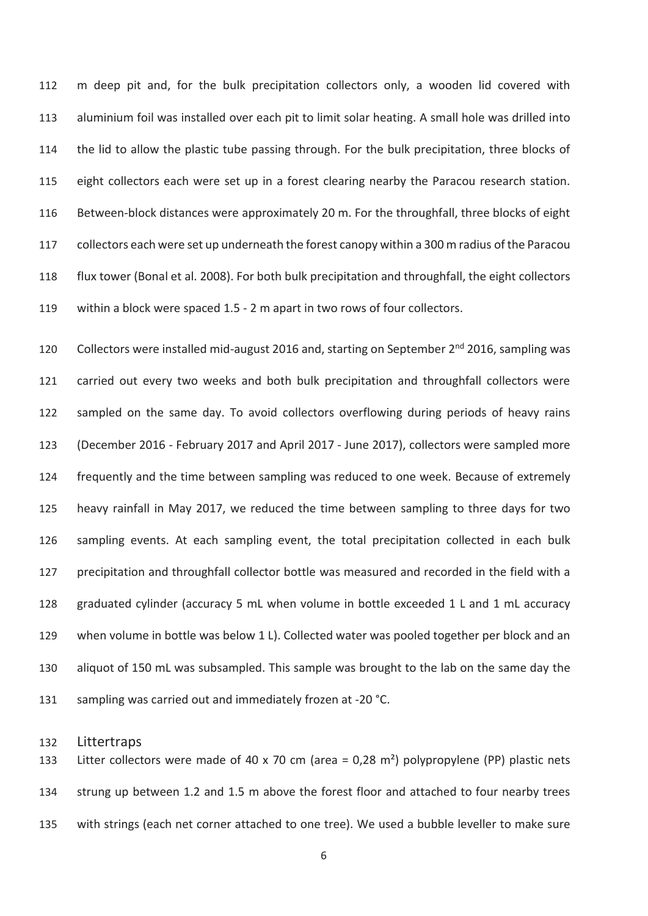m deep pit and, for the bulk precipitation collectors only, a wooden lid covered with aluminium foil was installed over each pit to limit solar heating. A small hole was drilled into the lid to allow the plastic tube passing through. For the bulk precipitation, three blocks of eight collectors each were set up in a forest clearing nearby the Paracou research station. Between-block distances were approximately 20 m. For the throughfall, three blocks of eight collectors each were set up underneath the forest canopy within a 300 m radius of the Paracou flux tower (Bonal et al. 2008). For both bulk precipitation and throughfall, the eight collectors within a block were spaced 1.5 - 2 m apart in two rows of four collectors.

Collectors were installed mid-august 2016 and, starting on September 2nd 2016, sampling was carried out every two weeks and both bulk precipitation and throughfall collectors were sampled on the same day. To avoid collectors overflowing during periods of heavy rains (December 2016 - February 2017 and April 2017 - June 2017), collectors were sampled more frequently and the time between sampling was reduced to one week. Because of extremely heavy rainfall in May 2017, we reduced the time between sampling to three days for two sampling events. At each sampling event, the total precipitation collected in each bulk precipitation and throughfall collector bottle was measured and recorded in the field with a graduated cylinder (accuracy 5 mL when volume in bottle exceeded 1 L and 1 mL accuracy when volume in bottle was below 1 L). Collected water was pooled together per block and an aliquot of 150 mL was subsampled. This sample was brought to the lab on the same day the sampling was carried out and immediately frozen at -20 °C.

## Littertraps

Litter collectors were made of 40 x 70 cm (area = 0,28 $m^2$) polypropylene (PP) plastic nets strung up between 1.2 and 1.5 m above the forest floor and attached to four nearby trees with strings (each net corner attached to one tree). We used a bubble leveller to make sure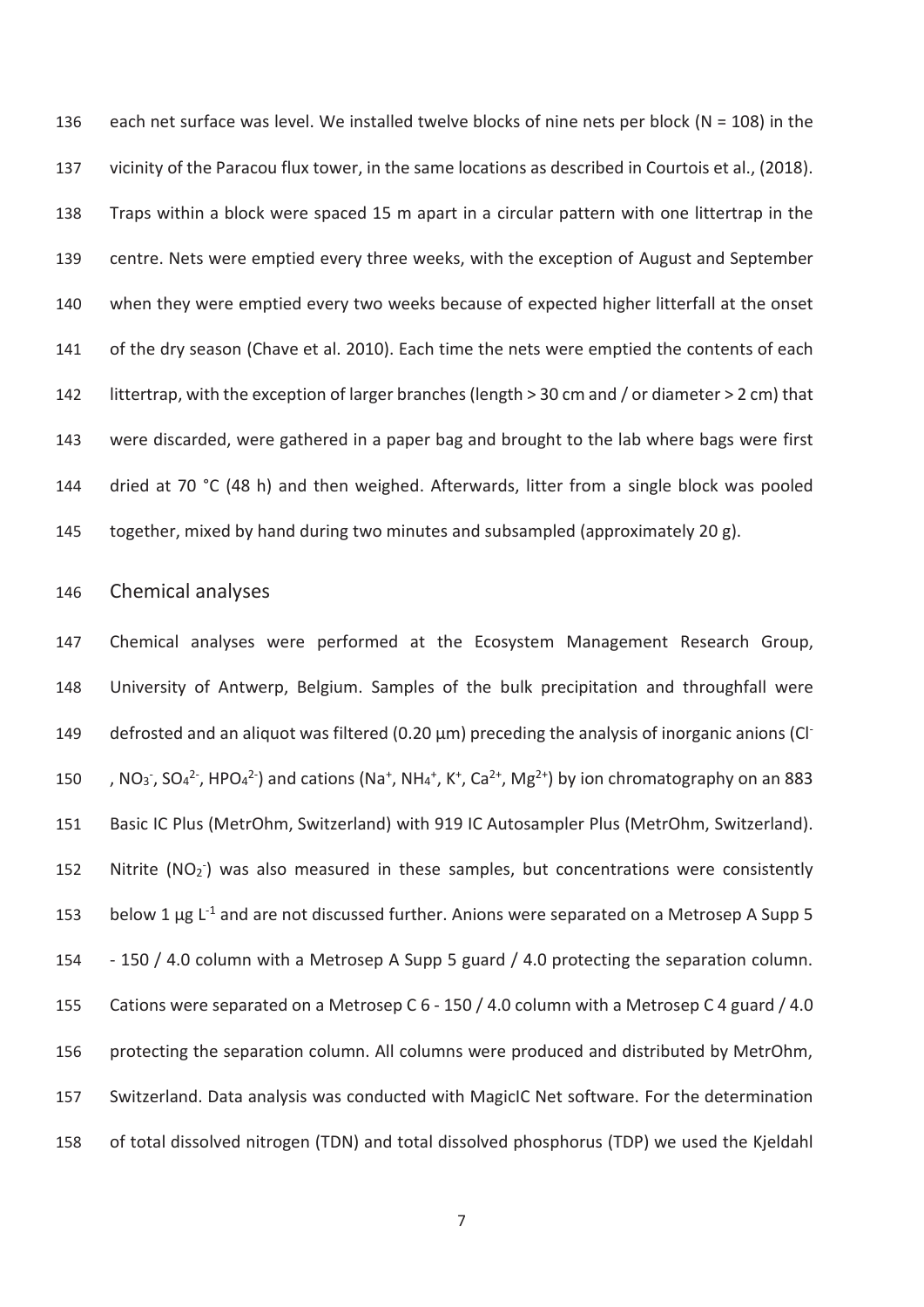each net surface was level. We installed twelve blocks of nine nets per block (N = 108) in the vicinity of the Paracou flux tower, in the same locations as described in Courtois et al., (2018). Traps within a block were spaced 15 m apart in a circular pattern with one littertrap in the centre. Nets were emptied every three weeks, with the exception of August and September when they were emptied every two weeks because of expected higher litterfall at the onset of the dry season (Chave et al. 2010). Each time the nets were emptied the contents of each littertrap, with the exception of larger branches (length > 30 cm and / or diameter > 2 cm) that were discarded, were gathered in a paper bag and brought to the lab where bags were first dried at 70 °C (48 h) and then weighed. Afterwards, litter from a single block was pooled together, mixed by hand during two minutes and subsampled (approximately 20 g).

## Chemical analyses

Chemical analyses were performed at the Ecosystem Management Research Group, University of Antwerp, Belgium. Samples of the bulk precipitation and throughfall were defrosted and an aliquot was filtered (0.20 µm) preceding the analysis of inorganic anions ($Cl^-$, $NO_3^-$, $SO_4^{2-}$, $HPO_4^{2-}$) and cations ($Na^+$, $NH_4^+$, $K^+$, $Ca^{2+}$, $Mg^{2+}$) by ion chromatography on an 883 Basic IC Plus (MetrOhm, Switzerland) with 919 IC Autosampler Plus (MetrOhm, Switzerland). Nitrite ($NO_2^-$) was also measured in these samples, but concentrations were consistently below 1 µg $L^{-1}$ and are not discussed further. Anions were separated on a Metrosep A Supp 5 - 150 / 4.0 column with a Metrosep A Supp 5 guard / 4.0 protecting the separation column. Cations were separated on a Metrosep C 6 - 150 / 4.0 column with a Metrosep C 4 guard / 4.0 protecting the separation column. All columns were produced and distributed by MetrOhm, Switzerland. Data analysis was conducted with MagicIC Net software. For the determination of total dissolved nitrogen (TDN) and total dissolved phosphorus (TDP) we used the Kjeldahl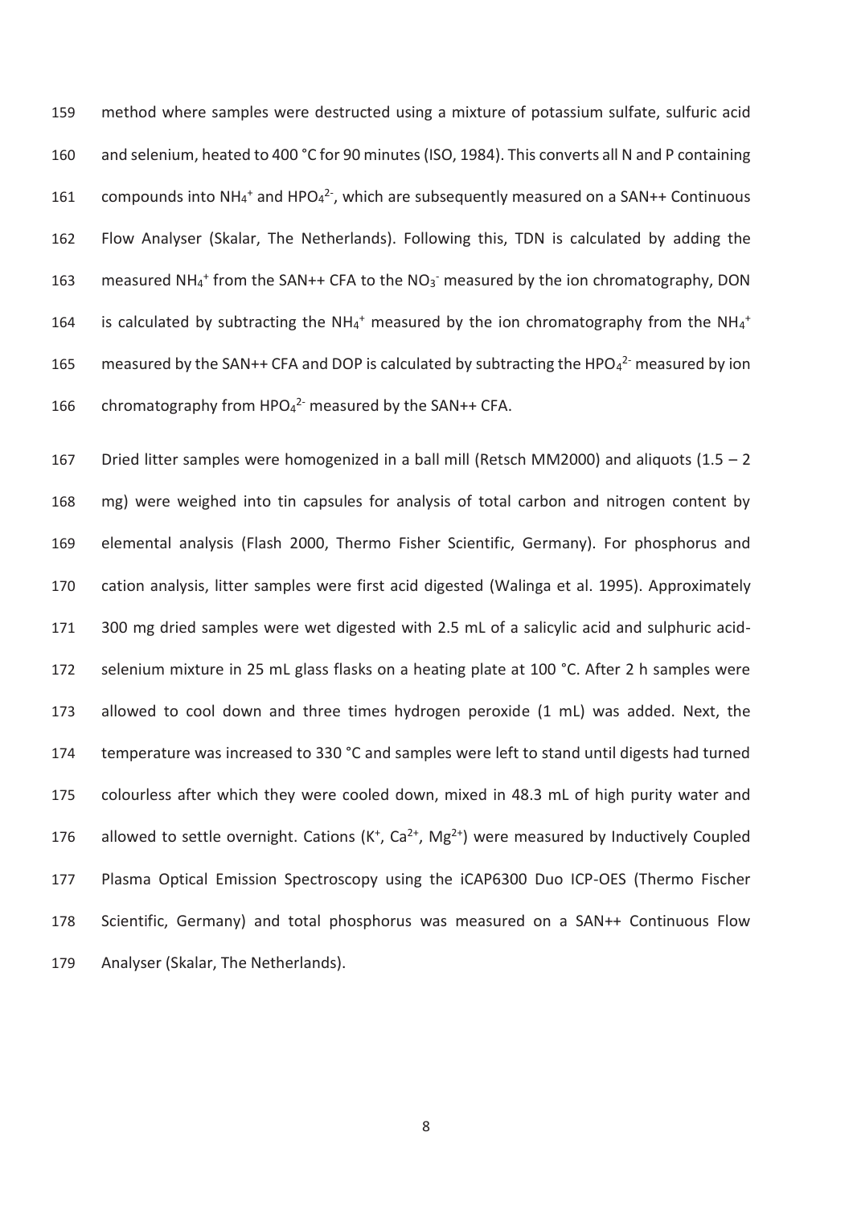method where samples were destructed using a mixture of potassium sulfate, sulfuric acid and selenium, heated to 400 °C for 90 minutes (ISO, 1984). This converts all N and P containing compounds into $NH_4^+$ and $HPO_4^{2-}$, which are subsequently measured on a SAN++ Continuous Flow Analyser (Skalar, The Netherlands). Following this, TDN is calculated by adding the measured $NH_4^+$ from the SAN++ CFA to the $NO_3^-$ measured by the ion chromatography, DON is calculated by subtracting the $NH_4^+$ measured by the ion chromatography from the $NH_4^+$ measured by the SAN++ CFA and DOP is calculated by subtracting the $HPO_4^{2-}$ measured by ion chromatography from $HPO_4^{2-}$ measured by the SAN++ CFA.

Dried litter samples were homogenized in a ball mill (Retsch MM2000) and aliquots (1.5 – 2 mg) were weighed into tin capsules for analysis of total carbon and nitrogen content by elemental analysis (Flash 2000, Thermo Fisher Scientific, Germany). For phosphorus and cation analysis, litter samples were first acid digested (Walinga et al. 1995). Approximately 300 mg dried samples were wet digested with 2.5 mL of a salicylic acid and sulphuric acid-selenium mixture in 25 mL glass flasks on a heating plate at 100 °C. After 2 h samples were allowed to cool down and three times hydrogen peroxide (1 mL) was added. Next, the temperature was increased to 330 °C and samples were left to stand until digests had turned colourless after which they were cooled down, mixed in 48.3 mL of high purity water and allowed to settle overnight. Cations ($K^+$, $Ca^{2+}$, $Mg^{2+}$) were measured by Inductively Coupled Plasma Optical Emission Spectroscopy using the iCAP6300 Duo ICP-OES (Thermo Fischer Scientific, Germany) and total phosphorus was measured on a SAN++ Continuous Flow Analyser (Skalar, The Netherlands).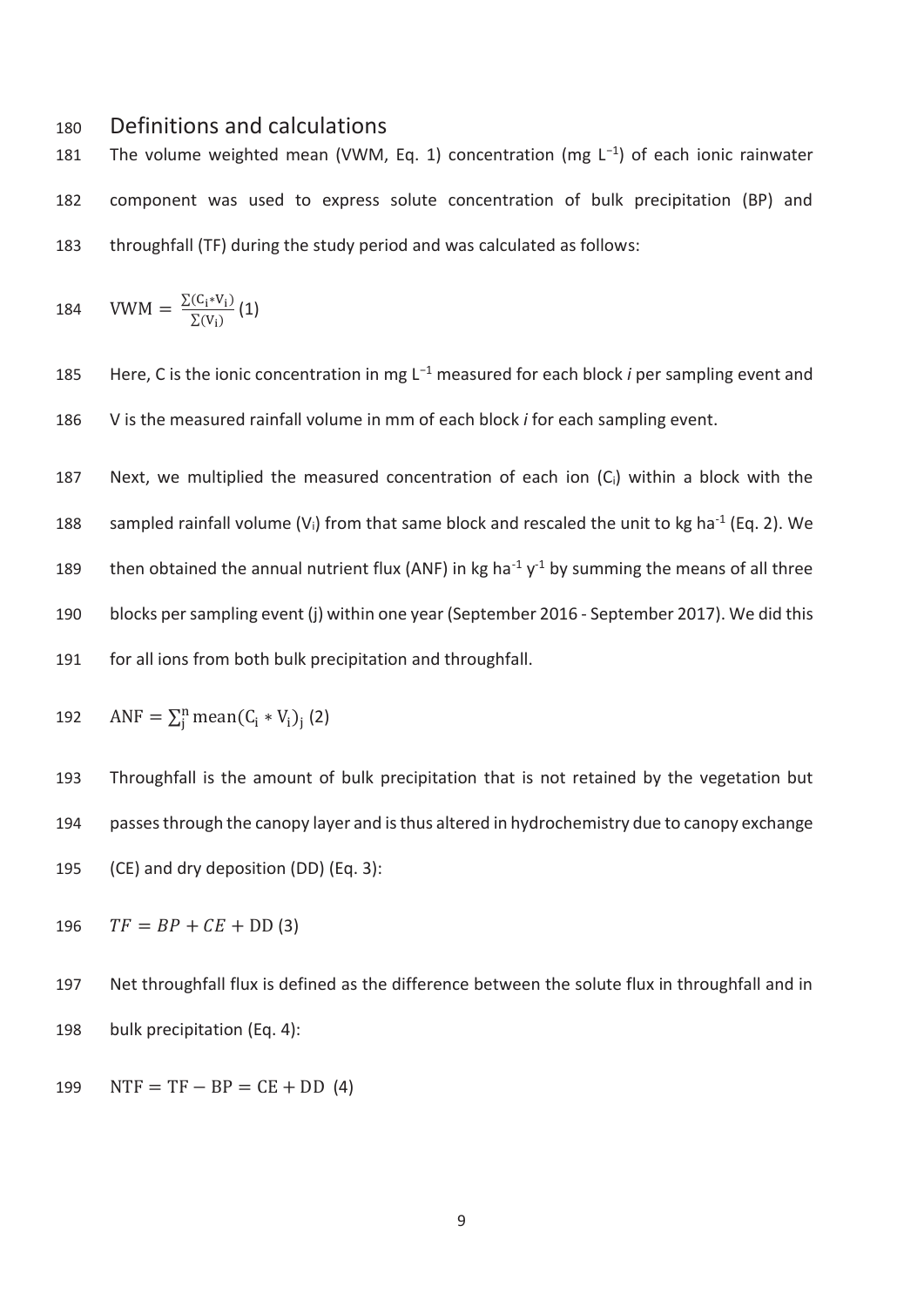## Definitions and calculations

The volume weighted mean (VWM, Eq. 1) concentration (mg $L^{-1}$) of each ionic rainwater component was used to express solute concentration of bulk precipitation (BP) and throughfall (TF) during the study period and was calculated as follows:

$$\mathrm{VWM} = \frac{\sum(C_i * V_i)}{\sum(V_i)} \quad (1)$$

Here, C is the ionic concentration in mg $L^{-1}$ measured for each block *i* per sampling event and V is the measured rainfall volume in mm of each block *i* for each sampling event.

Next, we multiplied the measured concentration of each ion ($C_i$) within a block with the sampled rainfall volume ($V_i$) from that same block and rescaled the unit to kg $ha^{-1}$ (Eq. 2). We then obtained the annual nutrient flux (ANF) in kg $ha^{-1}$ $y^{-1}$ by summing the means of all three blocks per sampling event (j) within one year (September 2016 - September 2017). We did this for all ions from both bulk precipitation and throughfall.

$$\mathrm{ANF} = \sum_{j}^{n} \mathrm{mean}(C_i * V_i)_j \quad (2)$$

Throughfall is the amount of bulk precipitation that is not retained by the vegetation but passes through the canopy layer and is thus altered in hydrochemistry due to canopy exchange (CE) and dry deposition (DD) (Eq. 3):

$$TF = BP + CE + \mathrm{DD} \quad (3)$$

Net throughfall flux is defined as the difference between the solute flux in throughfall and in bulk precipitation (Eq. 4):

$$\mathrm{NTF} = \mathrm{TF} - \mathrm{BP} = \mathrm{CE} + \mathrm{DD} \quad (4)$$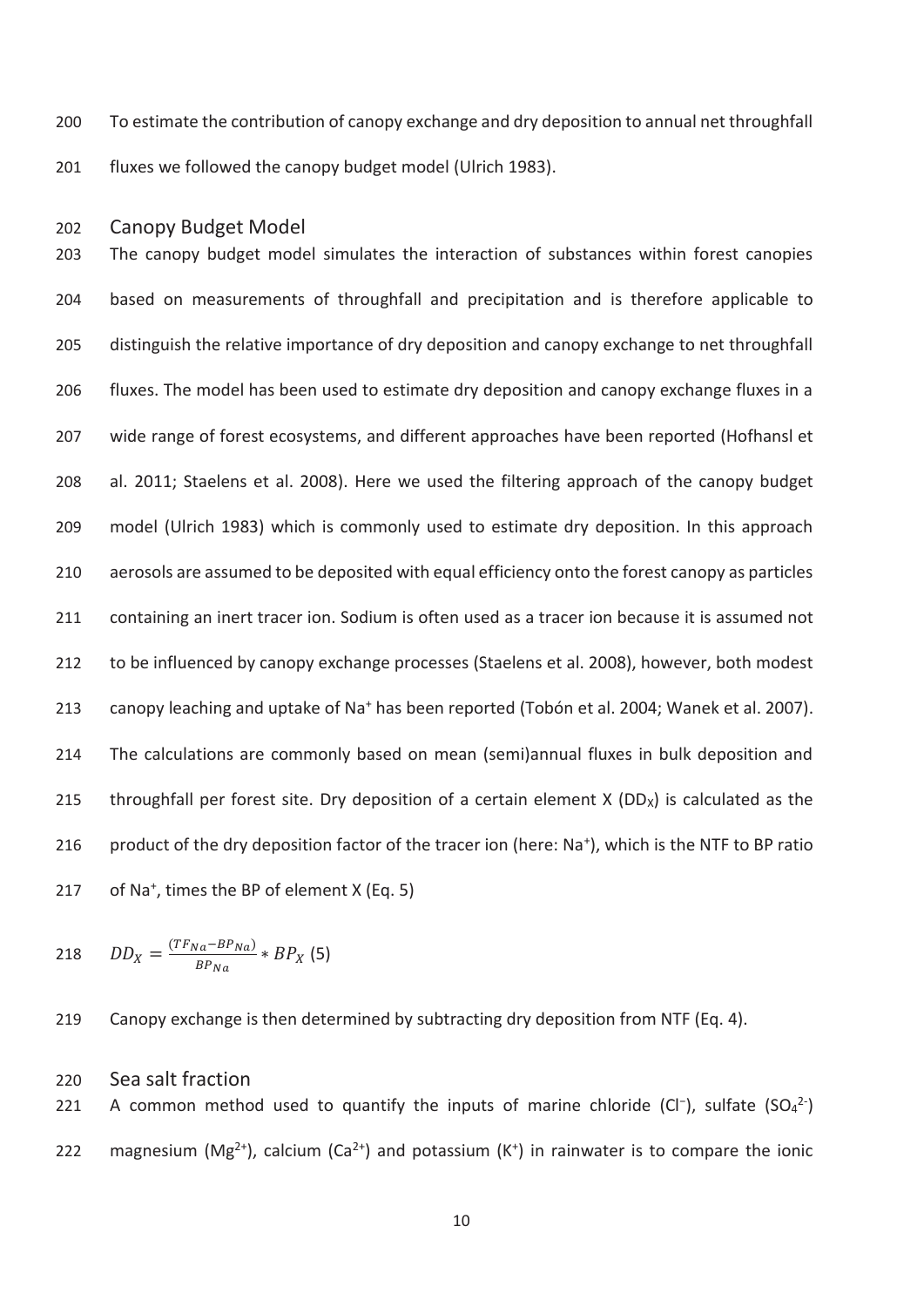To estimate the contribution of canopy exchange and dry deposition to annual net throughfall fluxes we followed the canopy budget model (Ulrich 1983).

## Canopy Budget Model

The canopy budget model simulates the interaction of substances within forest canopies based on measurements of throughfall and precipitation and is therefore applicable to distinguish the relative importance of dry deposition and canopy exchange to net throughfall fluxes. The model has been used to estimate dry deposition and canopy exchange fluxes in a wide range of forest ecosystems, and different approaches have been reported (Hofhansl et al. 2011; Staelens et al. 2008). Here we used the filtering approach of the canopy budget model (Ulrich 1983) which is commonly used to estimate dry deposition. In this approach aerosols are assumed to be deposited with equal efficiency onto the forest canopy as particles containing an inert tracer ion. Sodium is often used as a tracer ion because it is assumed not to be influenced by canopy exchange processes (Staelens et al. 2008), however, both modest canopy leaching and uptake of $Na^+$ has been reported (Tobón et al. 2004; Wanek et al. 2007). The calculations are commonly based on mean (semi)annual fluxes in bulk deposition and throughfall per forest site. Dry deposition of a certain element X ($DD_X$) is calculated as the product of the dry deposition factor of the tracer ion (here: $Na^+$), which is the NTF to BP ratio of $Na^+$, times the BP of element X (Eq. 5)

$$DD_X = \frac{(TF_{Na} - BP_{Na})}{BP_{Na}} * BP_X \quad (5)$$

Canopy exchange is then determined by subtracting dry deposition from NTF (Eq. 4).

## Sea salt fraction

A common method used to quantify the inputs of marine chloride ($Cl^-$), sulfate ($SO_4^{2-}$) magnesium ($Mg^{2+}$), calcium ($Ca^{2+}$) and potassium ($K^+$) in rainwater is to compare the ionic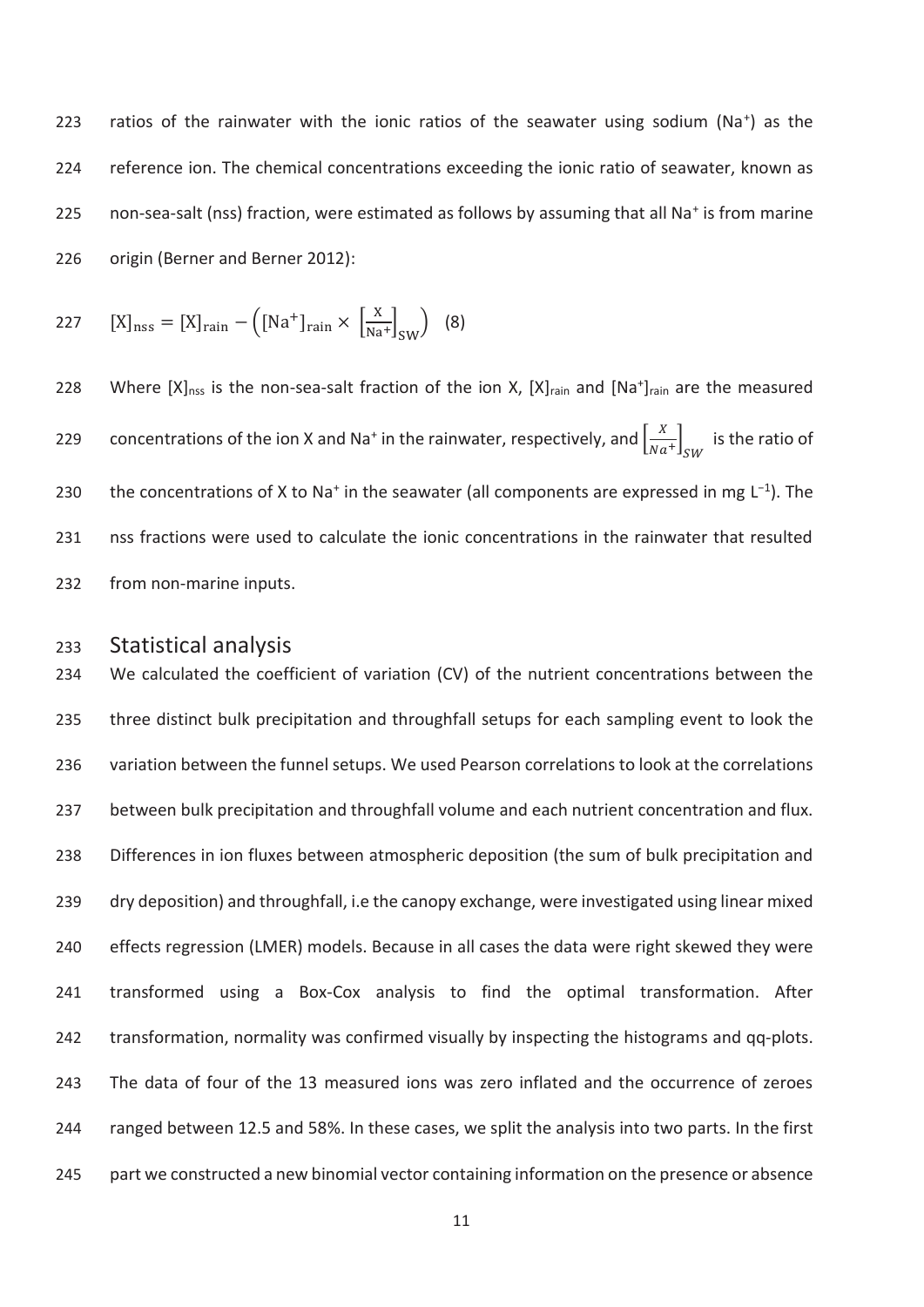ratios of the rainwater with the ionic ratios of the seawater using sodium ($Na^+$) as the reference ion. The chemical concentrations exceeding the ionic ratio of seawater, known as non-sea-salt (nss) fraction, were estimated as follows by assuming that all $Na^+$ is from marine origin (Berner and Berner 2012):

$$[\mathrm{X}]_{\mathrm{nss}} = [\mathrm{X}]_{\mathrm{rain}} - \left([\mathrm{Na^+}]_{\mathrm{rain}} \times \left[\frac{\mathrm{X}}{\mathrm{Na^+}}\right]_{\mathrm{SW}}\right) \quad (8)$$

Where $[X]_{nss}$ is the non-sea-salt fraction of the ion X, $[X]_{rain}$ and $[Na^+]_{rain}$ are the measured concentrations of the ion X and $Na^+$ in the rainwater, respectively, and $\left[\frac{X}{Na^+}\right]_{SW}$ is the ratio of the concentrations of X to $Na^+$ in the seawater (all components are expressed in mg $L^{-1}$). The nss fractions were used to calculate the ionic concentrations in the rainwater that resulted from non-marine inputs.

## Statistical analysis

We calculated the coefficient of variation (CV) of the nutrient concentrations between the three distinct bulk precipitation and throughfall setups for each sampling event to look the variation between the funnel setups. We used Pearson correlations to look at the correlations between bulk precipitation and throughfall volume and each nutrient concentration and flux. Differences in ion fluxes between atmospheric deposition (the sum of bulk precipitation and dry deposition) and throughfall, i.e the canopy exchange, were investigated using linear mixed effects regression (LMER) models. Because in all cases the data were right skewed they were transformed using a Box-Cox analysis to find the optimal transformation. After transformation, normality was confirmed visually by inspecting the histograms and qq-plots. The data of four of the 13 measured ions was zero inflated and the occurrence of zeroes ranged between 12.5 and 58%. In these cases, we split the analysis into two parts. In the first part we constructed a new binomial vector containing information on the presence or absence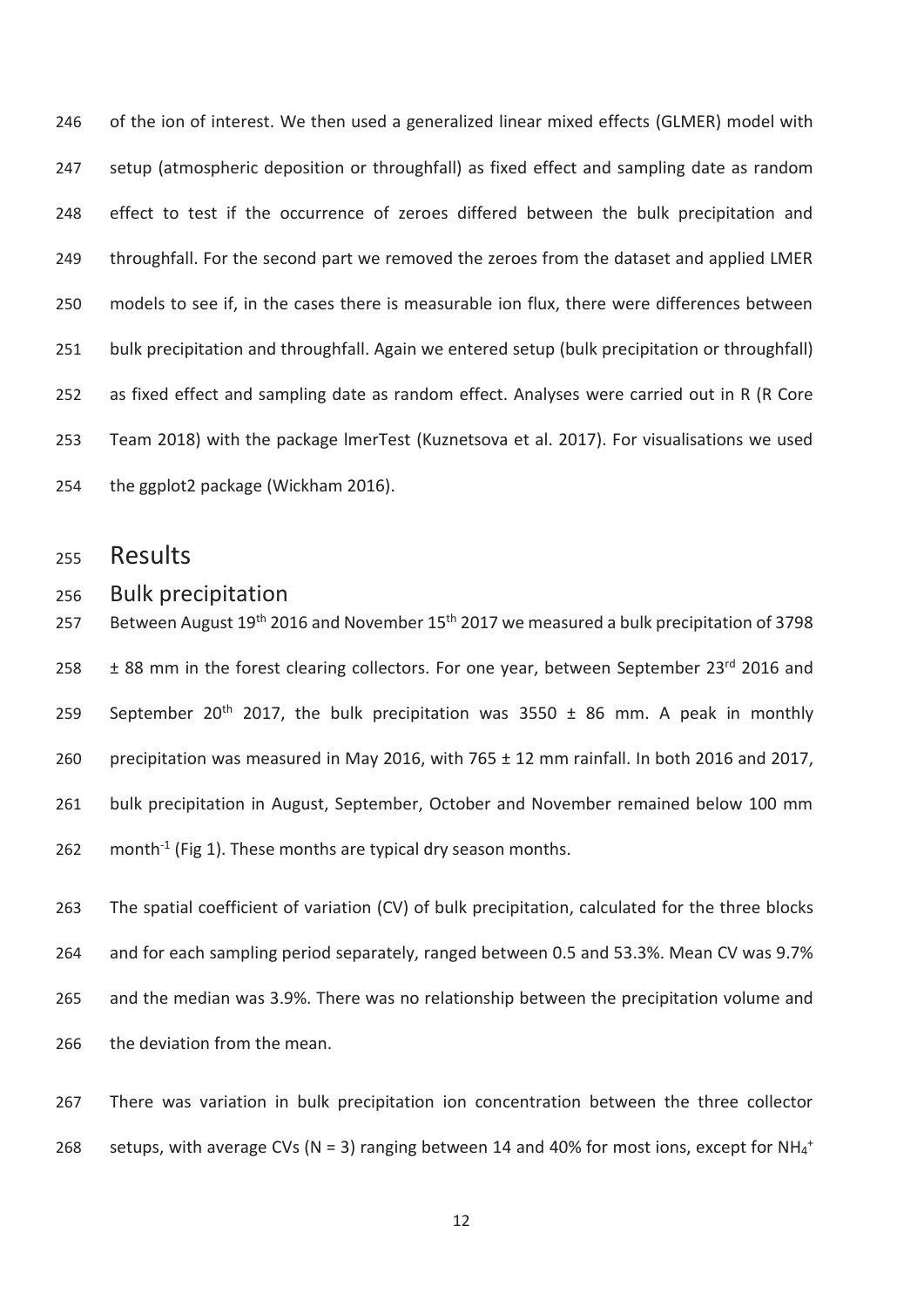of the ion of interest. We then used a generalized linear mixed effects (GLMER) model with setup (atmospheric deposition or throughfall) as fixed effect and sampling date as random effect to test if the occurrence of zeroes differed between the bulk precipitation and throughfall. For the second part we removed the zeroes from the dataset and applied LMER models to see if, in the cases there is measurable ion flux, there were differences between bulk precipitation and throughfall. Again we entered setup (bulk precipitation or throughfall) as fixed effect and sampling date as random effect. Analyses were carried out in R (R Core Team 2018) with the package lmerTest (Kuznetsova et al. 2017). For visualisations we used the ggplot2 package (Wickham 2016).

# Results

## Bulk precipitation

Between August 19th 2016 and November 15th 2017 we measured a bulk precipitation of 3798 ± 88 mm in the forest clearing collectors. For one year, between September 23rd 2016 and September 20th 2017, the bulk precipitation was 3550 ± 86 mm. A peak in monthly precipitation was measured in May 2016, with 765 ± 12 mm rainfall. In both 2016 and 2017, bulk precipitation in August, September, October and November remained below 100 mm $month^{-1}$ (Fig 1). These months are typical dry season months.

The spatial coefficient of variation (CV) of bulk precipitation, calculated for the three blocks and for each sampling period separately, ranged between 0.5 and 53.3%. Mean CV was 9.7% and the median was 3.9%. There was no relationship between the precipitation volume and the deviation from the mean.

There was variation in bulk precipitation ion concentration between the three collector setups, with average CVs ($N = 3$) ranging between 14 and 40% for most ions, except for $NH_4^+$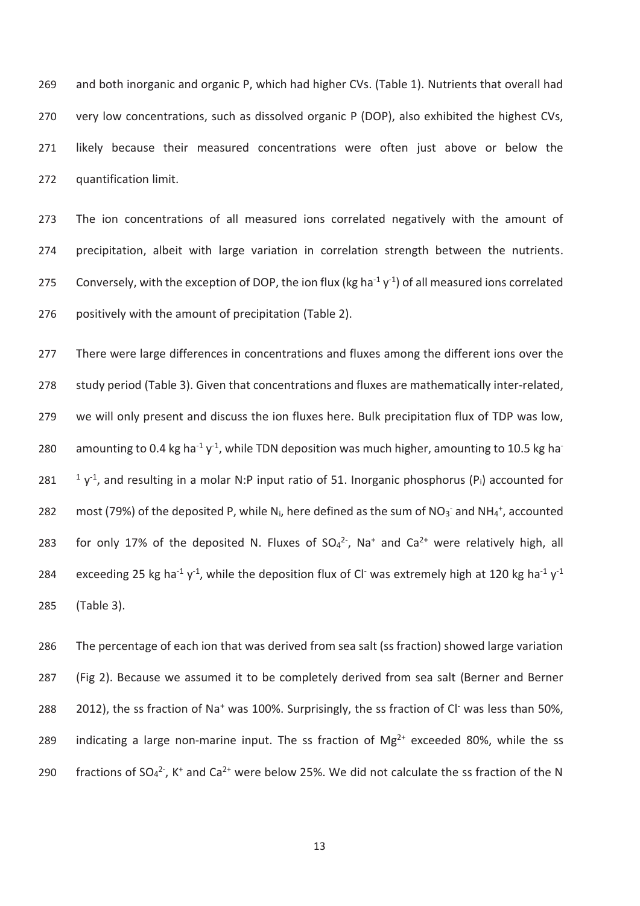and both inorganic and organic P, which had higher CVs. (Table 1). Nutrients that overall had very low concentrations, such as dissolved organic P (DOP), also exhibited the highest CVs, likely because their measured concentrations were often just above or below the quantification limit.

The ion concentrations of all measured ions correlated negatively with the amount of precipitation, albeit with large variation in correlation strength between the nutrients. Conversely, with the exception of DOP, the ion flux (kg $ha^{-1}$ $y^{-1}$) of all measured ions correlated positively with the amount of precipitation (Table 2).

There were large differences in concentrations and fluxes among the different ions over the study period (Table 3). Given that concentrations and fluxes are mathematically inter-related, we will only present and discuss the ion fluxes here. Bulk precipitation flux of TDP was low, amounting to 0.4 kg $ha^{-1}$ $y^{-1}$, while TDN deposition was much higher, amounting to 10.5 kg $ha^{-1}$ $y^{-1}$, and resulting in a molar N:P input ratio of 51. Inorganic phosphorus ($P_i$) accounted for most (79%) of the deposited P, while $N_i$, here defined as the sum of $NO_3^-$ and $NH_4^+$, accounted for only 17% of the deposited N. Fluxes of $SO_4^{2-}$, $Na^+$ and $Ca^{2+}$ were relatively high, all exceeding 25 kg $ha^{-1}$ $y^{-1}$, while the deposition flux of $Cl^-$ was extremely high at 120 kg $ha^{-1}$ $y^{-1}$ (Table 3).

The percentage of each ion that was derived from sea salt (ss fraction) showed large variation (Fig 2). Because we assumed it to be completely derived from sea salt (Berner and Berner 2012), the ss fraction of $Na^+$ was 100%. Surprisingly, the ss fraction of $Cl^-$ was less than 50%, indicating a large non-marine input. The ss fraction of $Mg^{2+}$ exceeded 80%, while the ss fractions of $SO_4^{2-}$, $K^+$ and $Ca^{2+}$ were below 25%. We did not calculate the ss fraction of the N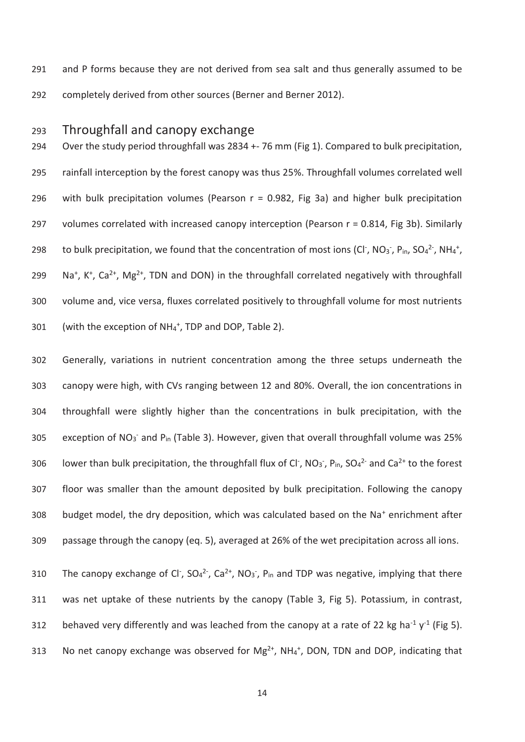and P forms because they are not derived from sea salt and thus generally assumed to be completely derived from other sources (Berner and Berner 2012).

## Throughfall and canopy exchange

Over the study period throughfall was 2834 +- 76 mm (Fig 1). Compared to bulk precipitation, rainfall interception by the forest canopy was thus 25%. Throughfall volumes correlated well with bulk precipitation volumes (Pearson r = 0.982, Fig 3a) and higher bulk precipitation volumes correlated with increased canopy interception (Pearson r = 0.814, Fig 3b). Similarly to bulk precipitation, we found that the concentration of most ions ($Cl^-$, $NO_3^-$, $P_{in}$, $SO_4^{2-}$, $NH_4^+$, $Na^+$, $K^+$, $Ca^{2+}$, $Mg^{2+}$, TDN and DON) in the throughfall correlated negatively with throughfall volume and, vice versa, fluxes correlated positively to throughfall volume for most nutrients (with the exception of $NH_4^+$, TDP and DOP, Table 2).

Generally, variations in nutrient concentration among the three setups underneath the canopy were high, with CVs ranging between 12 and 80%. Overall, the ion concentrations in throughfall were slightly higher than the concentrations in bulk precipitation, with the exception of $NO_3^-$ and $P_{in}$ (Table 3). However, given that overall throughfall volume was 25% lower than bulk precipitation, the throughfall flux of $Cl^-$, $NO_3^-$, $P_{in}$, $SO_4^{2-}$ and $Ca^{2+}$ to the forest floor was smaller than the amount deposited by bulk precipitation. Following the canopy budget model, the dry deposition, which was calculated based on the $Na^+$ enrichment after passage through the canopy (eq. 5), averaged at 26% of the wet precipitation across all ions.

The canopy exchange of $Cl^-$, $SO_4^{2-}$, $Ca^{2+}$, $NO_3^-$, $P_{in}$ and TDP was negative, implying that there was net uptake of these nutrients by the canopy (Table 3, Fig 5). Potassium, in contrast, behaved very differently and was leached from the canopy at a rate of 22 kg $ha^{-1}$ $y^{-1}$ (Fig 5). No net canopy exchange was observed for $Mg^{2+}$, $NH_4^+$, DON, TDN and DOP, indicating that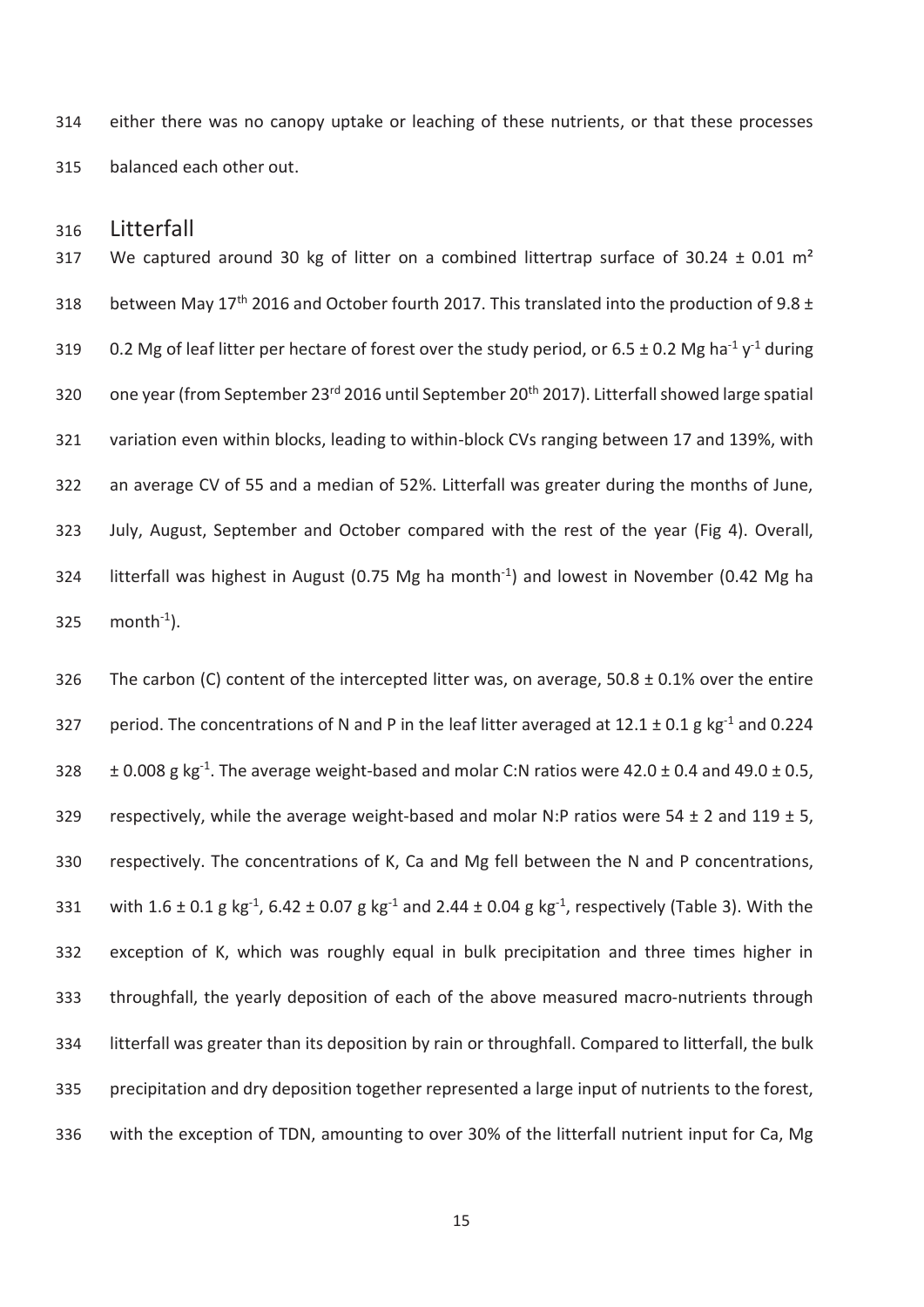either there was no canopy uptake or leaching of these nutrients, or that these processes balanced each other out.

## Litterfall

We captured around 30 kg of litter on a combined littertrap surface of 30.24 ± 0.01 m² between May 17th 2016 and October fourth 2017. This translated into the production of 9.8 ± 0.2 Mg of leaf litter per hectare of forest over the study period, or 6.5 ± 0.2 Mg $ha^{-1}$ $y^{-1}$ during one year (from September 23rd 2016 until September 20th 2017). Litterfall showed large spatial variation even within blocks, leading to within-block CVs ranging between 17 and 139%, with an average CV of 55 and a median of 52%. Litterfall was greater during the months of June, July, August, September and October compared with the rest of the year (Fig 4). Overall, litterfall was highest in August (0.75 Mg ha $month^{-1}$) and lowest in November (0.42 Mg ha $month^{-1}$).

The carbon (C) content of the intercepted litter was, on average, 50.8 ± 0.1% over the entire period. The concentrations of N and P in the leaf litter averaged at 12.1 ± 0.1 g $kg^{-1}$ and 0.224 ± 0.008 g $kg^{-1}$. The average weight-based and molar C:N ratios were 42.0 ± 0.4 and 49.0 ± 0.5, respectively, while the average weight-based and molar N:P ratios were 54 ± 2 and 119 ± 5, respectively. The concentrations of K, Ca and Mg fell between the N and P concentrations, with 1.6 ± 0.1 g $kg^{-1}$, 6.42 ± 0.07 g $kg^{-1}$ and 2.44 ± 0.04 g $kg^{-1}$, respectively (Table 3). With the exception of K, which was roughly equal in bulk precipitation and three times higher in throughfall, the yearly deposition of each of the above measured macro-nutrients through litterfall was greater than its deposition by rain or throughfall. Compared to litterfall, the bulk precipitation and dry deposition together represented a large input of nutrients to the forest, with the exception of TDN, amounting to over 30% of the litterfall nutrient input for Ca, Mg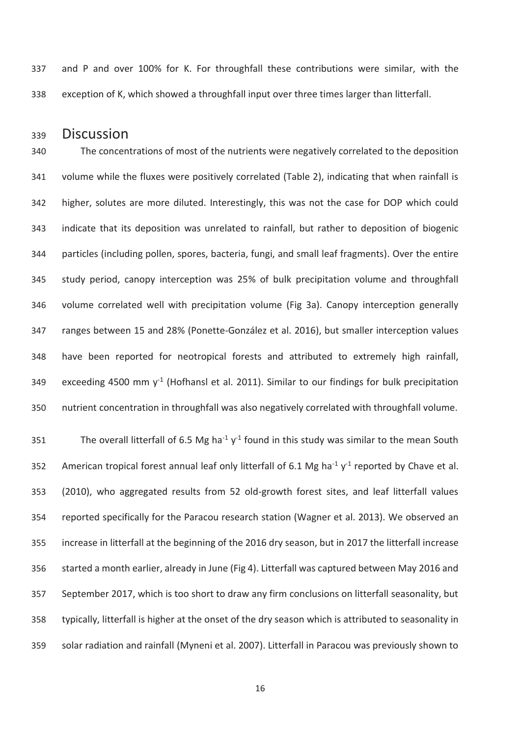and P and over 100% for K. For throughfall these contributions were similar, with the exception of K, which showed a throughfall input over three times larger than litterfall.

## Discussion

The concentrations of most of the nutrients were negatively correlated to the deposition volume while the fluxes were positively correlated (Table 2), indicating that when rainfall is higher, solutes are more diluted. Interestingly, this was not the case for DOP which could indicate that its deposition was unrelated to rainfall, but rather to deposition of biogenic particles (including pollen, spores, bacteria, fungi, and small leaf fragments). Over the entire study period, canopy interception was 25% of bulk precipitation volume and throughfall volume correlated well with precipitation volume (Fig 3a). Canopy interception generally ranges between 15 and 28% (Ponette-González et al. 2016), but smaller interception values have been reported for neotropical forests and attributed to extremely high rainfall, exceeding 4500 mm $y^{-1}$ (Hofhansl et al. 2011). Similar to our findings for bulk precipitation nutrient concentration in throughfall was also negatively correlated with throughfall volume.

The overall litterfall of 6.5 Mg $ha^{-1}$ $y^{-1}$ found in this study was similar to the mean South American tropical forest annual leaf only litterfall of 6.1 Mg $ha^{-1}$ $y^{-1}$ reported by Chave et al. (2010), who aggregated results from 52 old-growth forest sites, and leaf litterfall values reported specifically for the Paracou research station (Wagner et al. 2013). We observed an increase in litterfall at the beginning of the 2016 dry season, but in 2017 the litterfall increase started a month earlier, already in June (Fig 4). Litterfall was captured between May 2016 and September 2017, which is too short to draw any firm conclusions on litterfall seasonality, but typically, litterfall is higher at the onset of the dry season which is attributed to seasonality in solar radiation and rainfall (Myneni et al. 2007). Litterfall in Paracou was previously shown to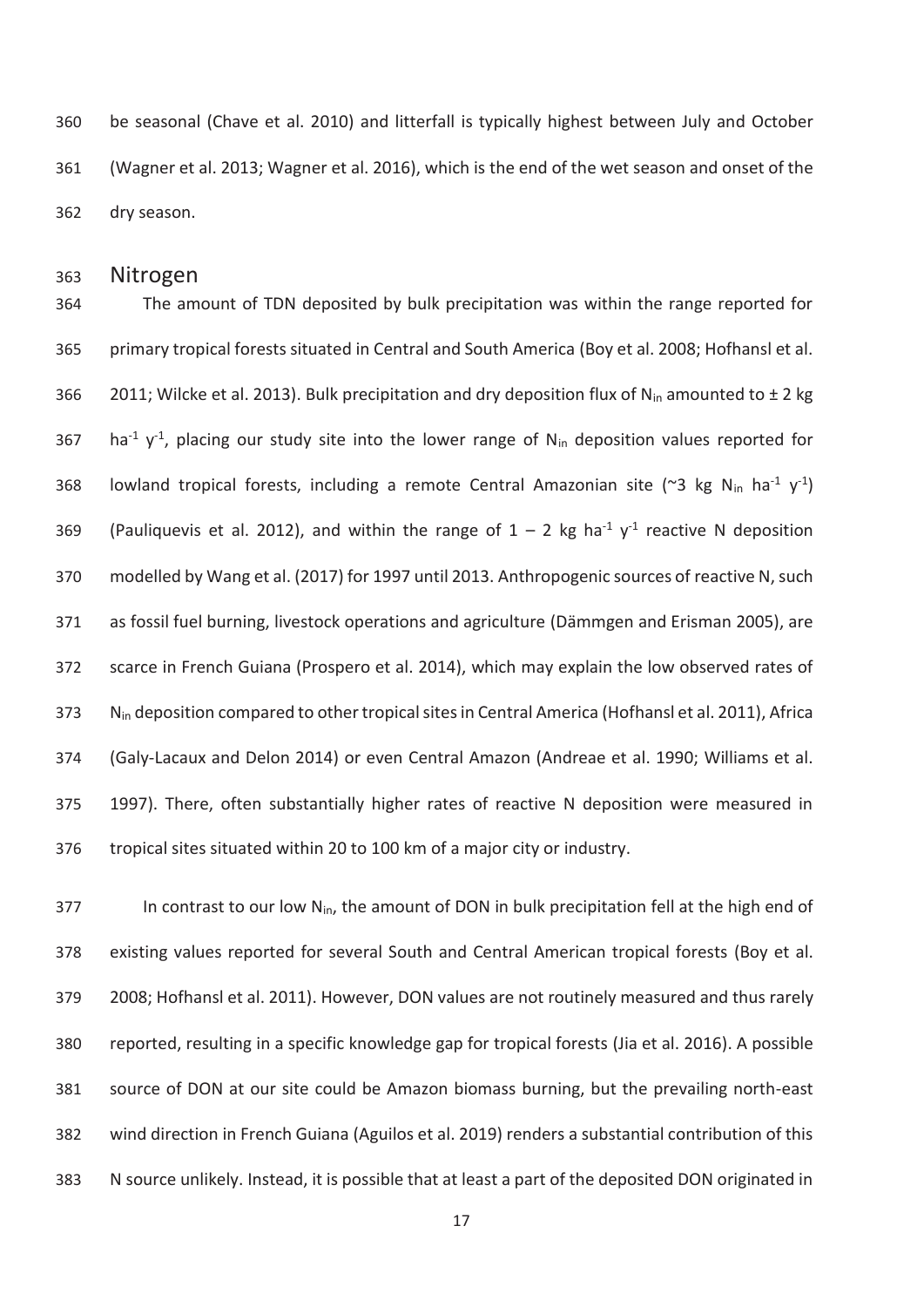be seasonal (Chave et al. 2010) and litterfall is typically highest between July and October (Wagner et al. 2013; Wagner et al. 2016), which is the end of the wet season and onset of the dry season.

## Nitrogen

The amount of TDN deposited by bulk precipitation was within the range reported for primary tropical forests situated in Central and South America (Boy et al. 2008; Hofhansl et al. 2011; Wilcke et al. 2013). Bulk precipitation and dry deposition flux of $N_{in}$ amounted to ± 2 kg $ha^{-1}$ $y^{-1}$, placing our study site into the lower range of $N_{in}$ deposition values reported for lowland tropical forests, including a remote Central Amazonian site (~3 kg $N_{in}$ $ha^{-1}$ $y^{-1}$) (Pauliquevis et al. 2012), and within the range of 1 – 2 kg $ha^{-1}$ $y^{-1}$ reactive N deposition modelled by Wang et al. (2017) for 1997 until 2013. Anthropogenic sources of reactive N, such as fossil fuel burning, livestock operations and agriculture (Dämmgen and Erisman 2005), are scarce in French Guiana (Prospero et al. 2014), which may explain the low observed rates of $N_{in}$ deposition compared to other tropical sites in Central America (Hofhansl et al. 2011), Africa (Galy-Lacaux and Delon 2014) or even Central Amazon (Andreae et al. 1990; Williams et al. 1997). There, often substantially higher rates of reactive N deposition were measured in tropical sites situated within 20 to 100 km of a major city or industry.

In contrast to our low $N_{in}$, the amount of DON in bulk precipitation fell at the high end of existing values reported for several South and Central American tropical forests (Boy et al. 2008; Hofhansl et al. 2011). However, DON values are not routinely measured and thus rarely reported, resulting in a specific knowledge gap for tropical forests (Jia et al. 2016). A possible source of DON at our site could be Amazon biomass burning, but the prevailing north-east wind direction in French Guiana (Aguilos et al. 2019) renders a substantial contribution of this N source unlikely. Instead, it is possible that at least a part of the deposited DON originated in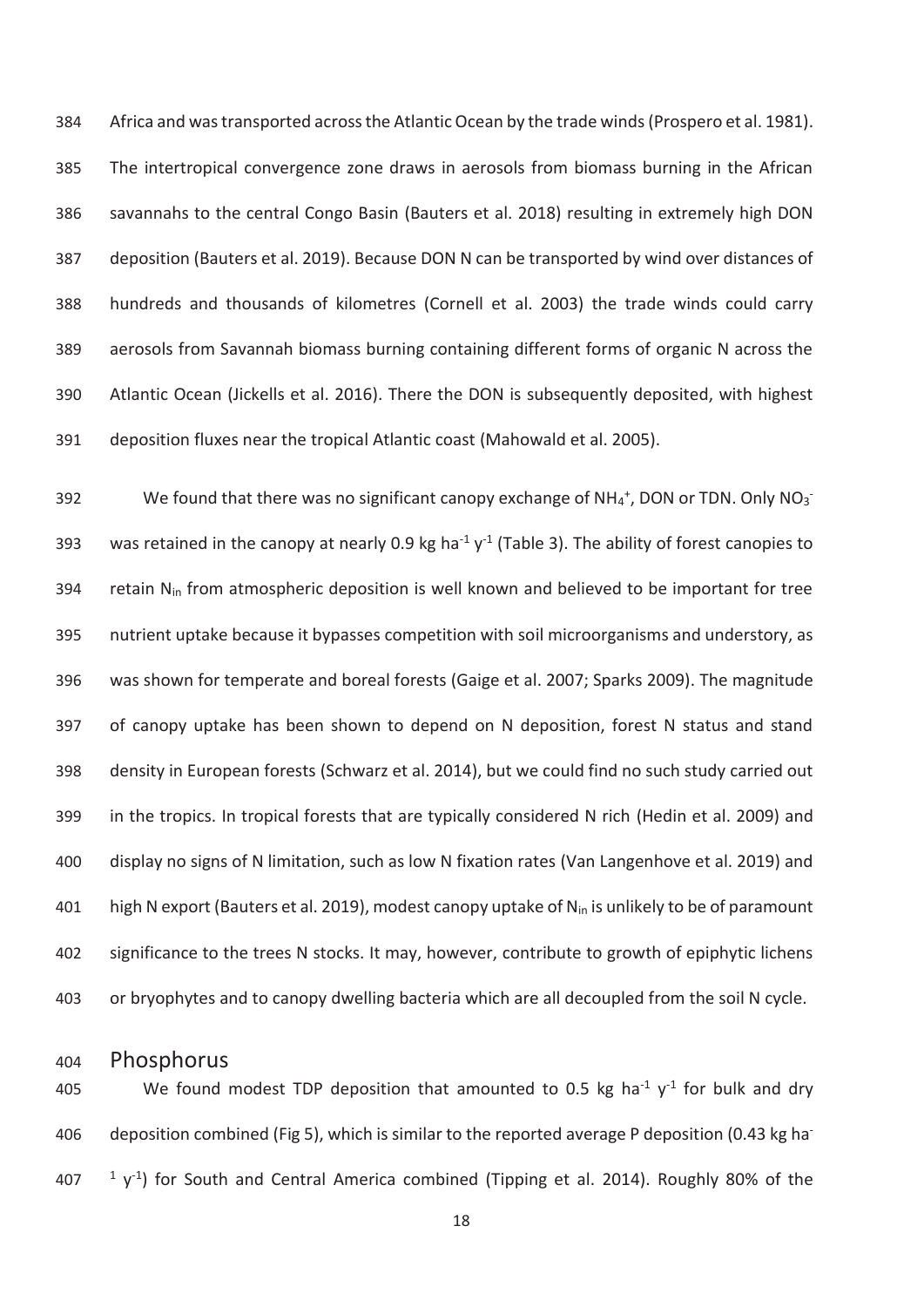Africa and was transported across the Atlantic Ocean by the trade winds (Prospero et al. 1981). The intertropical convergence zone draws in aerosols from biomass burning in the African savannahs to the central Congo Basin (Bauters et al. 2018) resulting in extremely high DON deposition (Bauters et al. 2019). Because DON N can be transported by wind over distances of hundreds and thousands of kilometres (Cornell et al. 2003) the trade winds could carry aerosols from Savannah biomass burning containing different forms of organic N across the Atlantic Ocean (Jickells et al. 2016). There the DON is subsequently deposited, with highest deposition fluxes near the tropical Atlantic coast (Mahowald et al. 2005).

We found that there was no significant canopy exchange of $NH_4^+$, DON or TDN. Only $NO_3^-$ was retained in the canopy at nearly 0.9 kg ha$^{-1}$ y$^{-1}$ (Table 3). The ability of forest canopies to retain $N_{in}$ from atmospheric deposition is well known and believed to be important for tree nutrient uptake because it bypasses competition with soil microorganisms and understory, as was shown for temperate and boreal forests (Gaige et al. 2007; Sparks 2009). The magnitude of canopy uptake has been shown to depend on N deposition, forest N status and stand density in European forests (Schwarz et al. 2014), but we could find no such study carried out in the tropics. In tropical forests that are typically considered N rich (Hedin et al. 2009) and display no signs of N limitation, such as low N fixation rates (Van Langenhove et al. 2019) and high N export (Bauters et al. 2019), modest canopy uptake of $N_{in}$ is unlikely to be of paramount significance to the trees N stocks. It may, however, contribute to growth of epiphytic lichens or bryophytes and to canopy dwelling bacteria which are all decoupled from the soil N cycle.

## Phosphorus

We found modest TDP deposition that amounted to 0.5 kg ha$^{-1}$ y$^{-1}$ for bulk and dry deposition combined (Fig 5), which is similar to the reported average P deposition (0.43 kg ha$^{-1}$ y$^{-1}$) for South and Central America combined (Tipping et al. 2014). Roughly 80% of the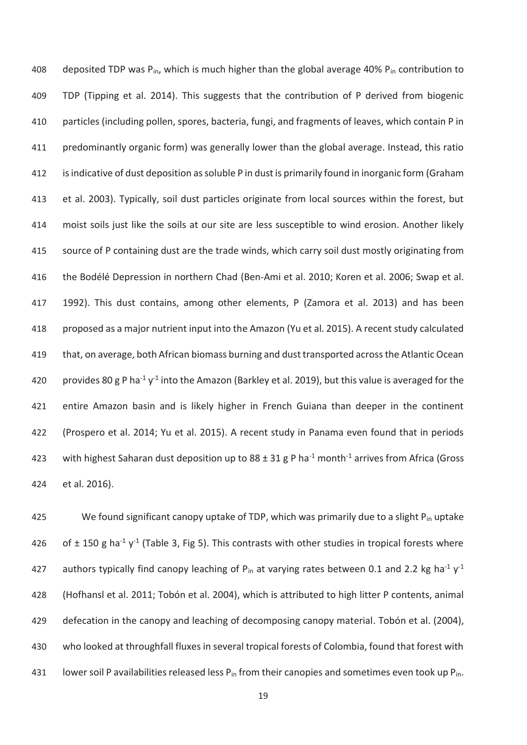deposited TDP was $P_{in}$, which is much higher than the global average 40% $P_{in}$ contribution to TDP (Tipping et al. 2014). This suggests that the contribution of P derived from biogenic particles (including pollen, spores, bacteria, fungi, and fragments of leaves, which contain P in predominantly organic form) was generally lower than the global average. Instead, this ratio is indicative of dust deposition as soluble P in dust is primarily found in inorganic form (Graham et al. 2003). Typically, soil dust particles originate from local sources within the forest, but moist soils just like the soils at our site are less susceptible to wind erosion. Another likely source of P containing dust are the trade winds, which carry soil dust mostly originating from the Bodélé Depression in northern Chad (Ben-Ami et al. 2010; Koren et al. 2006; Swap et al. 1992). This dust contains, among other elements, P (Zamora et al. 2013) and has been proposed as a major nutrient input into the Amazon (Yu et al. 2015). A recent study calculated that, on average, both African biomass burning and dust transported across the Atlantic Ocean provides 80 g P $ha^{-1}$ $y^{-1}$ into the Amazon (Barkley et al. 2019), but this value is averaged for the entire Amazon basin and is likely higher in French Guiana than deeper in the continent (Prospero et al. 2014; Yu et al. 2015). A recent study in Panama even found that in periods with highest Saharan dust deposition up to 88 ± 31 g P $ha^{-1}$ $month^{-1}$ arrives from Africa (Gross et al. 2016).

We found significant canopy uptake of TDP, which was primarily due to a slight $P_{in}$ uptake of ± 150 g $ha^{-1}$ $y^{-1}$ (Table 3, Fig 5). This contrasts with other studies in tropical forests where authors typically find canopy leaching of $P_{in}$ at varying rates between 0.1 and 2.2 kg $ha^{-1}$ $y^{-1}$ (Hofhansl et al. 2011; Tobón et al. 2004), which is attributed to high litter P contents, animal defecation in the canopy and leaching of decomposing canopy material. Tobón et al. (2004), who looked at throughfall fluxes in several tropical forests of Colombia, found that forest with lower soil P availabilities released less $P_{in}$ from their canopies and sometimes even took up $P_{in}$.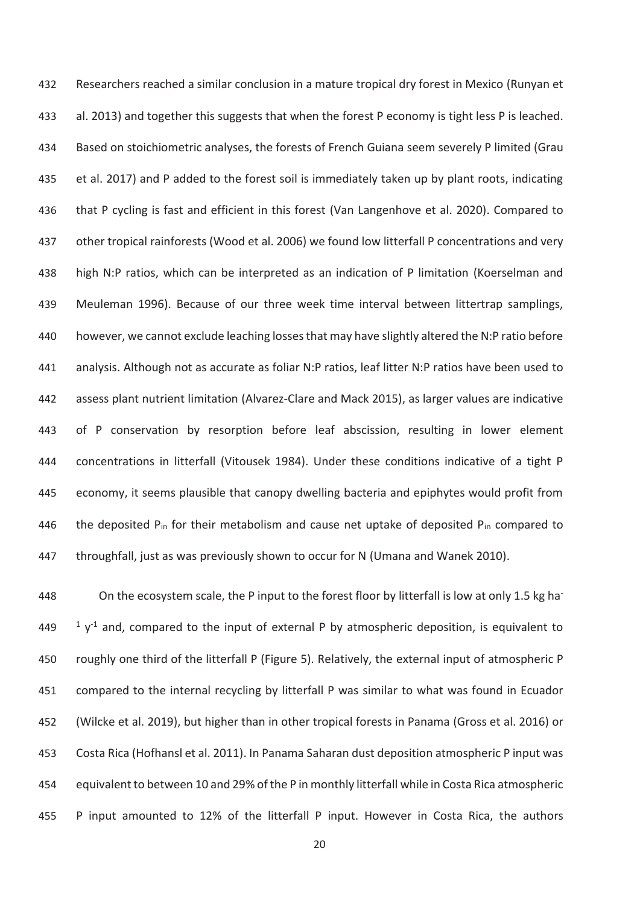Researchers reached a similar conclusion in a mature tropical dry forest in Mexico (Runyan et al. 2013) and together this suggests that when the forest P economy is tight less P is leached. Based on stoichiometric analyses, the forests of French Guiana seem severely P limited (Grau et al. 2017) and P added to the forest soil is immediately taken up by plant roots, indicating that P cycling is fast and efficient in this forest (Van Langenhove et al. 2020). Compared to other tropical rainforests (Wood et al. 2006) we found low litterfall P concentrations and very high N:P ratios, which can be interpreted as an indication of P limitation (Koerselman and Meuleman 1996). Because of our three week time interval between littertrap samplings, however, we cannot exclude leaching losses that may have slightly altered the N:P ratio before analysis. Although not as accurate as foliar N:P ratios, leaf litter N:P ratios have been used to assess plant nutrient limitation (Alvarez-Clare and Mack 2015), as larger values are indicative of P conservation by resorption before leaf abscission, resulting in lower element concentrations in litterfall (Vitousek 1984). Under these conditions indicative of a tight P economy, it seems plausible that canopy dwelling bacteria and epiphytes would profit from the deposited $P_{in}$ for their metabolism and cause net uptake of deposited $P_{in}$ compared to throughfall, just as was previously shown to occur for N (Umana and Wanek 2010).

On the ecosystem scale, the P input to the forest floor by litterfall is low at only 1.5 kg $ha^{-1}$ $y^{-1}$ and, compared to the input of external P by atmospheric deposition, is equivalent to roughly one third of the litterfall P (Figure 5). Relatively, the external input of atmospheric P compared to the internal recycling by litterfall P was similar to what was found in Ecuador (Wilcke et al. 2019), but higher than in other tropical forests in Panama (Gross et al. 2016) or Costa Rica (Hofhansl et al. 2011). In Panama Saharan dust deposition atmospheric P input was equivalent to between 10 and 29% of the P in monthly litterfall while in Costa Rica atmospheric P input amounted to 12% of the litterfall P input. However in Costa Rica, the authors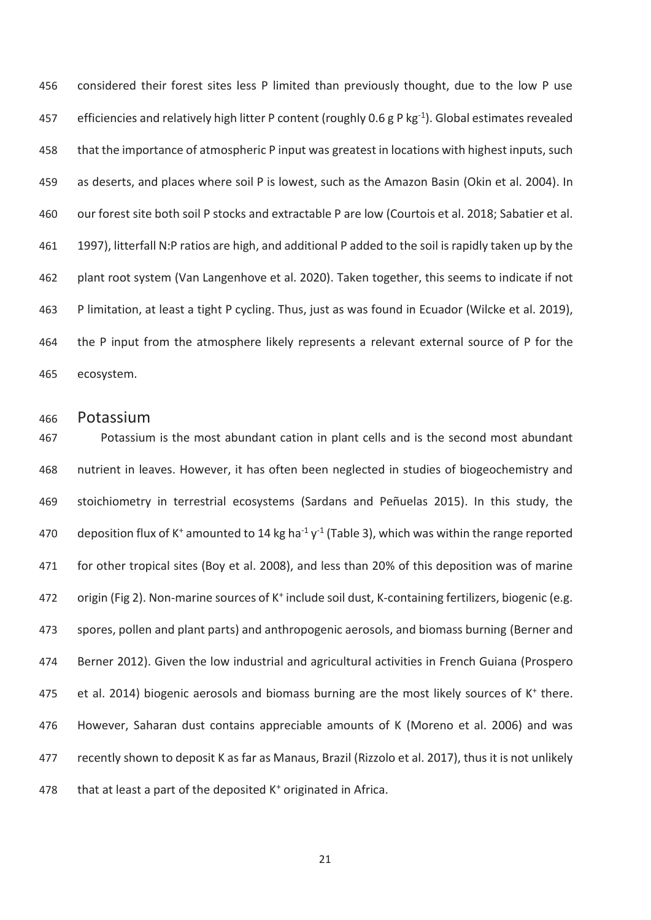considered their forest sites less P limited than previously thought, due to the low P use efficiencies and relatively high litter P content (roughly 0.6 g P $kg^{-1}$). Global estimates revealed that the importance of atmospheric P input was greatest in locations with highest inputs, such as deserts, and places where soil P is lowest, such as the Amazon Basin (Okin et al. 2004). In our forest site both soil P stocks and extractable P are low (Courtois et al. 2018; Sabatier et al. 1997), litterfall N:P ratios are high, and additional P added to the soil is rapidly taken up by the plant root system (Van Langenhove et al. 2020). Taken together, this seems to indicate if not P limitation, at least a tight P cycling. Thus, just as was found in Ecuador (Wilcke et al. 2019), the P input from the atmosphere likely represents a relevant external source of P for the ecosystem.

## Potassium

Potassium is the most abundant cation in plant cells and is the second most abundant nutrient in leaves. However, it has often been neglected in studies of biogeochemistry and stoichiometry in terrestrial ecosystems (Sardans and Peñuelas 2015). In this study, the deposition flux of $K^+$ amounted to 14 kg $ha^{-1}$ $y^{-1}$ (Table 3), which was within the range reported for other tropical sites (Boy et al. 2008), and less than 20% of this deposition was of marine origin (Fig 2). Non-marine sources of $K^+$ include soil dust, K-containing fertilizers, biogenic (e.g. spores, pollen and plant parts) and anthropogenic aerosols, and biomass burning (Berner and Berner 2012). Given the low industrial and agricultural activities in French Guiana (Prospero et al. 2014) biogenic aerosols and biomass burning are the most likely sources of $K^+$ there. However, Saharan dust contains appreciable amounts of K (Moreno et al. 2006) and was recently shown to deposit K as far as Manaus, Brazil (Rizzolo et al. 2017), thus it is not unlikely that at least a part of the deposited $K^+$ originated in Africa.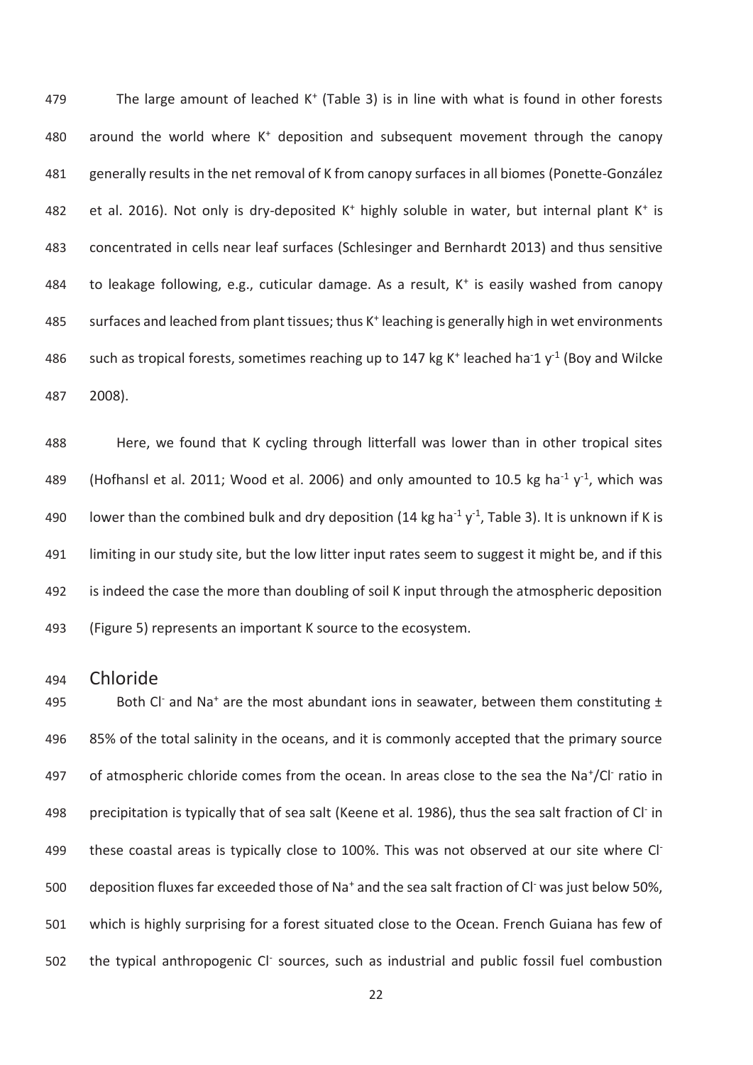The large amount of leached $K^+$ (Table 3) is in line with what is found in other forests around the world where $K^+$ deposition and subsequent movement through the canopy generally results in the net removal of K from canopy surfaces in all biomes (Ponette-González et al. 2016). Not only is dry-deposited $K^+$ highly soluble in water, but internal plant $K^+$ is concentrated in cells near leaf surfaces (Schlesinger and Bernhardt 2013) and thus sensitive to leakage following, e.g., cuticular damage. As a result, $K^+$ is easily washed from canopy surfaces and leached from plant tissues; thus $K^+$ leaching is generally high in wet environments such as tropical forests, sometimes reaching up to 147 kg $K^+$ leached $ha^{-}1$ $y^{-1}$ (Boy and Wilcke 2008).

Here, we found that K cycling through litterfall was lower than in other tropical sites (Hofhansl et al. 2011; Wood et al. 2006) and only amounted to 10.5 kg $ha^{-1}$ $y^{-1}$, which was lower than the combined bulk and dry deposition (14 kg $ha^{-1}$ $y^{-1}$, Table 3). It is unknown if K is limiting in our study site, but the low litter input rates seem to suggest it might be, and if this is indeed the case the more than doubling of soil K input through the atmospheric deposition (Figure 5) represents an important K source to the ecosystem.

## Chloride

Both $Cl^-$ and $Na^+$ are the most abundant ions in seawater, between them constituting ± 85% of the total salinity in the oceans, and it is commonly accepted that the primary source of atmospheric chloride comes from the ocean. In areas close to the sea the $Na^+/Cl^-$ ratio in precipitation is typically that of sea salt (Keene et al. 1986), thus the sea salt fraction of $Cl^-$ in these coastal areas is typically close to 100%. This was not observed at our site where $Cl^-$ deposition fluxes far exceeded those of $Na^+$ and the sea salt fraction of $Cl^-$ was just below 50%, which is highly surprising for a forest situated close to the Ocean. French Guiana has few of the typical anthropogenic $Cl^-$ sources, such as industrial and public fossil fuel combustion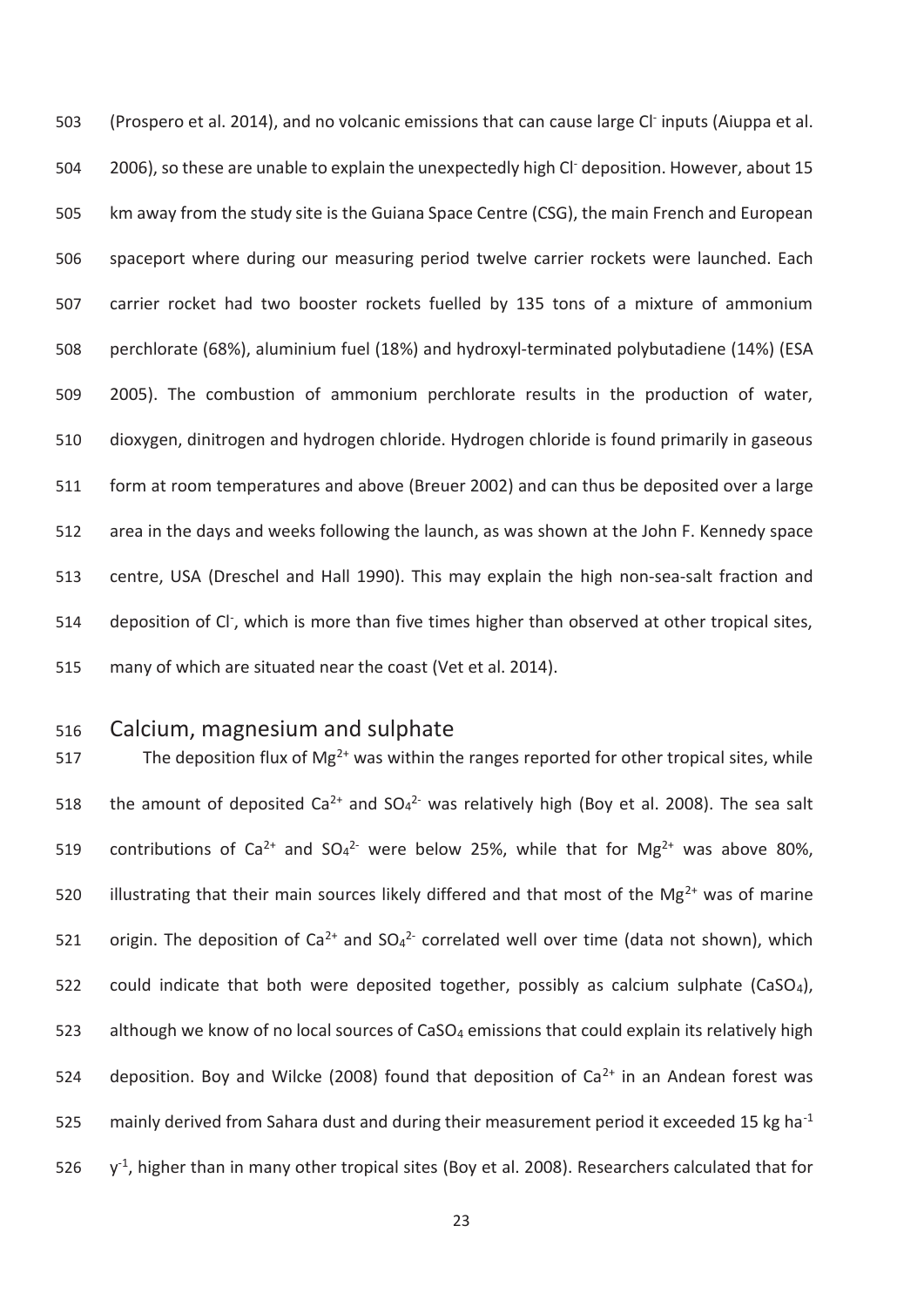(Prospero et al. 2014), and no volcanic emissions that can cause large $Cl^-$ inputs (Aiuppa et al. 2006), so these are unable to explain the unexpectedly high $Cl^-$ deposition. However, about 15 km away from the study site is the Guiana Space Centre (CSG), the main French and European spaceport where during our measuring period twelve carrier rockets were launched. Each carrier rocket had two booster rockets fuelled by 135 tons of a mixture of ammonium perchlorate (68%), aluminium fuel (18%) and hydroxyl-terminated polybutadiene (14%) (ESA 2005). The combustion of ammonium perchlorate results in the production of water, dioxygen, dinitrogen and hydrogen chloride. Hydrogen chloride is found primarily in gaseous form at room temperatures and above (Breuer 2002) and can thus be deposited over a large area in the days and weeks following the launch, as was shown at the John F. Kennedy space centre, USA (Dreschel and Hall 1990). This may explain the high non-sea-salt fraction and deposition of $Cl^-$, which is more than five times higher than observed at other tropical sites, many of which are situated near the coast (Vet et al. 2014).

## Calcium, magnesium and sulphate

The deposition flux of $Mg^{2+}$ was within the ranges reported for other tropical sites, while the amount of deposited $Ca^{2+}$ and $SO_4^{2-}$ was relatively high (Boy et al. 2008). The sea salt contributions of $Ca^{2+}$ and $SO_4^{2-}$ were below 25%, while that for $Mg^{2+}$ was above 80%, illustrating that their main sources likely differed and that most of the $Mg^{2+}$ was of marine origin. The deposition of $Ca^{2+}$ and $SO_4^{2-}$ correlated well over time (data not shown), which could indicate that both were deposited together, possibly as calcium sulphate ($CaSO_4$), although we know of no local sources of $CaSO_4$ emissions that could explain its relatively high deposition. Boy and Wilcke (2008) found that deposition of $Ca^{2+}$ in an Andean forest was mainly derived from Sahara dust and during their measurement period it exceeded 15 kg $ha^{-1}$ $y^{-1}$, higher than in many other tropical sites (Boy et al. 2008). Researchers calculated that for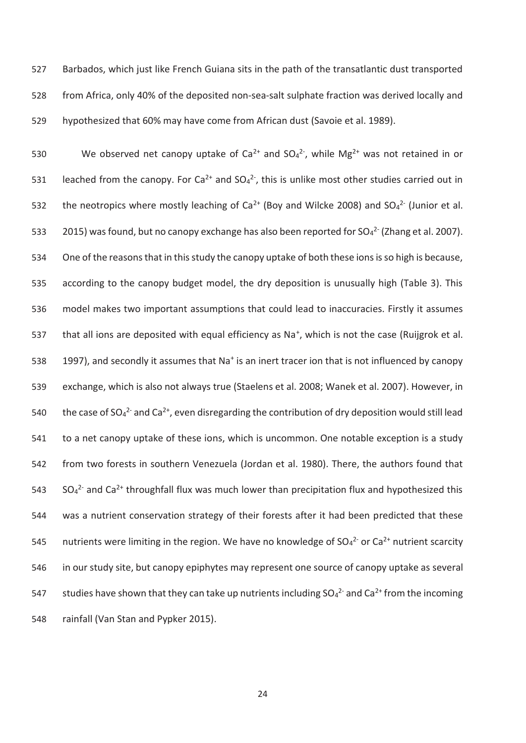Barbados, which just like French Guiana sits in the path of the transatlantic dust transported from Africa, only 40% of the deposited non-sea-salt sulphate fraction was derived locally and hypothesized that 60% may have come from African dust (Savoie et al. 1989).

We observed net canopy uptake of $Ca^{2+}$ and $SO_4^{2-}$, while $Mg^{2+}$ was not retained in or leached from the canopy. For $Ca^{2+}$ and $SO_4^{2-}$, this is unlike most other studies carried out in the neotropics where mostly leaching of $Ca^{2+}$ (Boy and Wilcke 2008) and $SO_4^{2-}$ (Junior et al. 2015) was found, but no canopy exchange has also been reported for $SO_4^{2-}$ (Zhang et al. 2007). One of the reasons that in this study the canopy uptake of both these ions is so high is because, according to the canopy budget model, the dry deposition is unusually high (Table 3). This model makes two important assumptions that could lead to inaccuracies. Firstly it assumes that all ions are deposited with equal efficiency as $Na^+$, which is not the case (Ruijgrok et al. 1997), and secondly it assumes that $Na^+$ is an inert tracer ion that is not influenced by canopy exchange, which is also not always true (Staelens et al. 2008; Wanek et al. 2007). However, in the case of $SO_4^{2-}$ and $Ca^{2+}$, even disregarding the contribution of dry deposition would still lead to a net canopy uptake of these ions, which is uncommon. One notable exception is a study from two forests in southern Venezuela (Jordan et al. 1980). There, the authors found that $SO_4^{2-}$ and $Ca^{2+}$ throughfall flux was much lower than precipitation flux and hypothesized this was a nutrient conservation strategy of their forests after it had been predicted that these nutrients were limiting in the region. We have no knowledge of $SO_4^{2-}$ or $Ca^{2+}$ nutrient scarcity in our study site, but canopy epiphytes may represent one source of canopy uptake as several studies have shown that they can take up nutrients including $SO_4^{2-}$ and $Ca^{2+}$ from the incoming rainfall (Van Stan and Pypker 2015).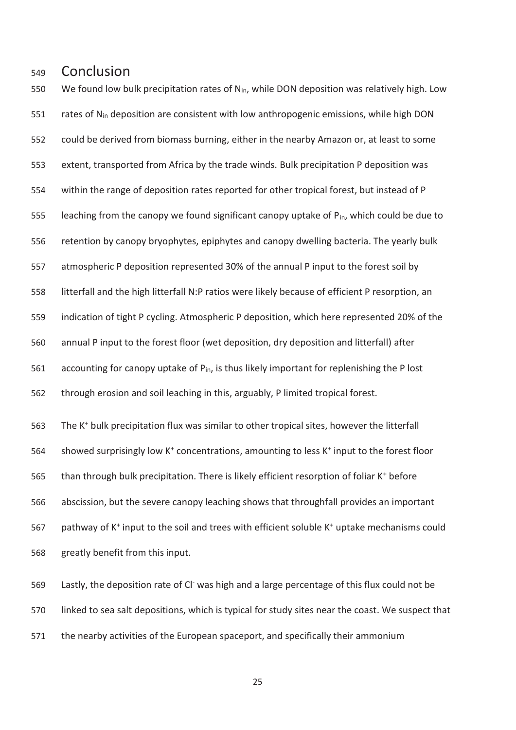## Conclusion

We found low bulk precipitation rates of $N_{in}$, while DON deposition was relatively high. Low rates of $N_{in}$ deposition are consistent with low anthropogenic emissions, while high DON could be derived from biomass burning, either in the nearby Amazon or, at least to some extent, transported from Africa by the trade winds. Bulk precipitation P deposition was within the range of deposition rates reported for other tropical forest, but instead of P leaching from the canopy we found significant canopy uptake of $P_{in}$, which could be due to retention by canopy bryophytes, epiphytes and canopy dwelling bacteria. The yearly bulk atmospheric P deposition represented 30% of the annual P input to the forest soil by litterfall and the high litterfall N:P ratios were likely because of efficient P resorption, an indication of tight P cycling. Atmospheric P deposition, which here represented 20% of the annual P input to the forest floor (wet deposition, dry deposition and litterfall) after accounting for canopy uptake of $P_{in}$, is thus likely important for replenishing the P lost through erosion and soil leaching in this, arguably, P limited tropical forest.

The $K^+$ bulk precipitation flux was similar to other tropical sites, however the litterfall showed surprisingly low $K^+$ concentrations, amounting to less $K^+$ input to the forest floor than through bulk precipitation. There is likely efficient resorption of foliar $K^+$ before abscission, but the severe canopy leaching shows that throughfall provides an important pathway of $K^+$ input to the soil and trees with efficient soluble $K^+$ uptake mechanisms could greatly benefit from this input.

Lastly, the deposition rate of $Cl^-$ was high and a large percentage of this flux could not be linked to sea salt depositions, which is typical for study sites near the coast. We suspect that the nearby activities of the European spaceport, and specifically their ammonium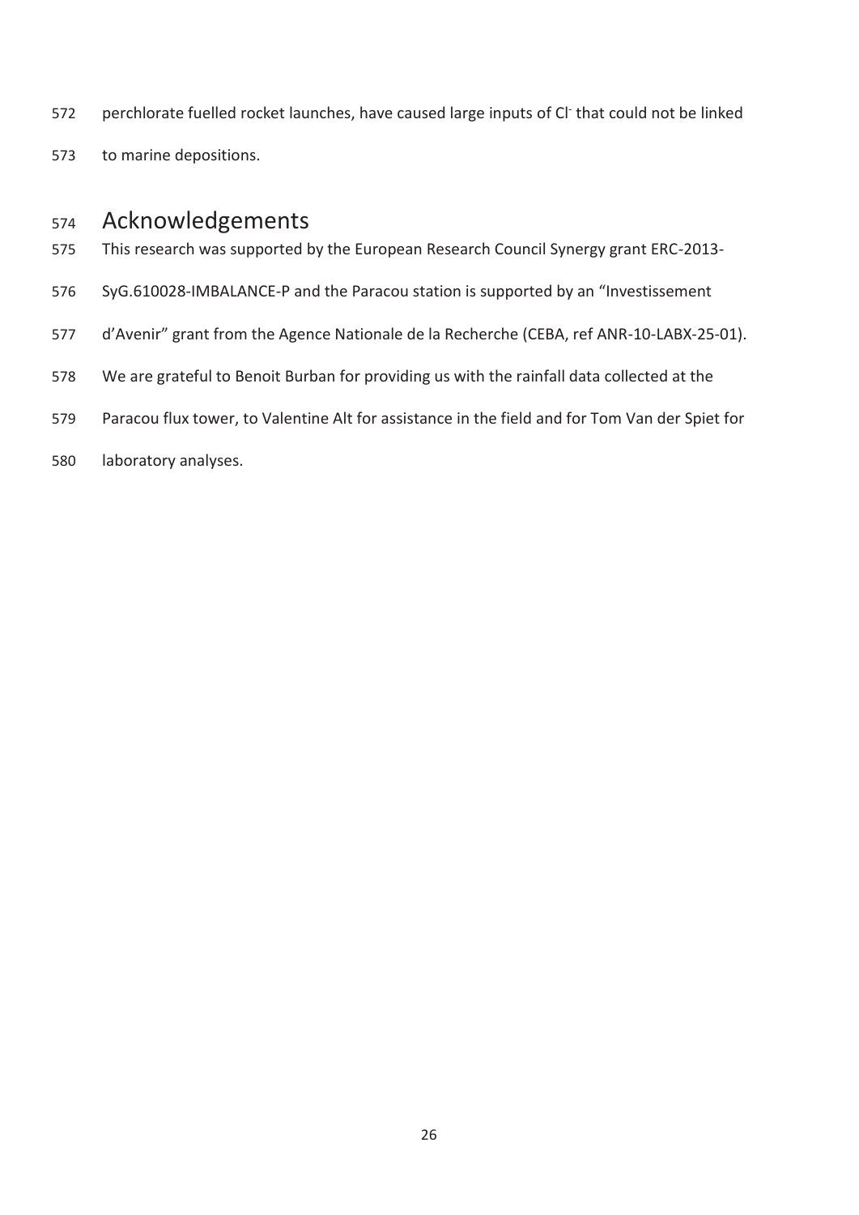perchlorate fuelled rocket launches, have caused large inputs of $Cl^-$ that could not be linked to marine depositions.

# Acknowledgements

This research was supported by the European Research Council Synergy grant ERC-2013-SyG.610028-IMBALANCE-P and the Paracou station is supported by an “Investissement d’Avenir” grant from the Agence Nationale de la Recherche (CEBA, ref ANR-10-LABX-25-01). We are grateful to Benoit Burban for providing us with the rainfall data collected at the Paracou flux tower, to Valentine Alt for assistance in the field and for Tom Van der Spiet for laboratory analyses.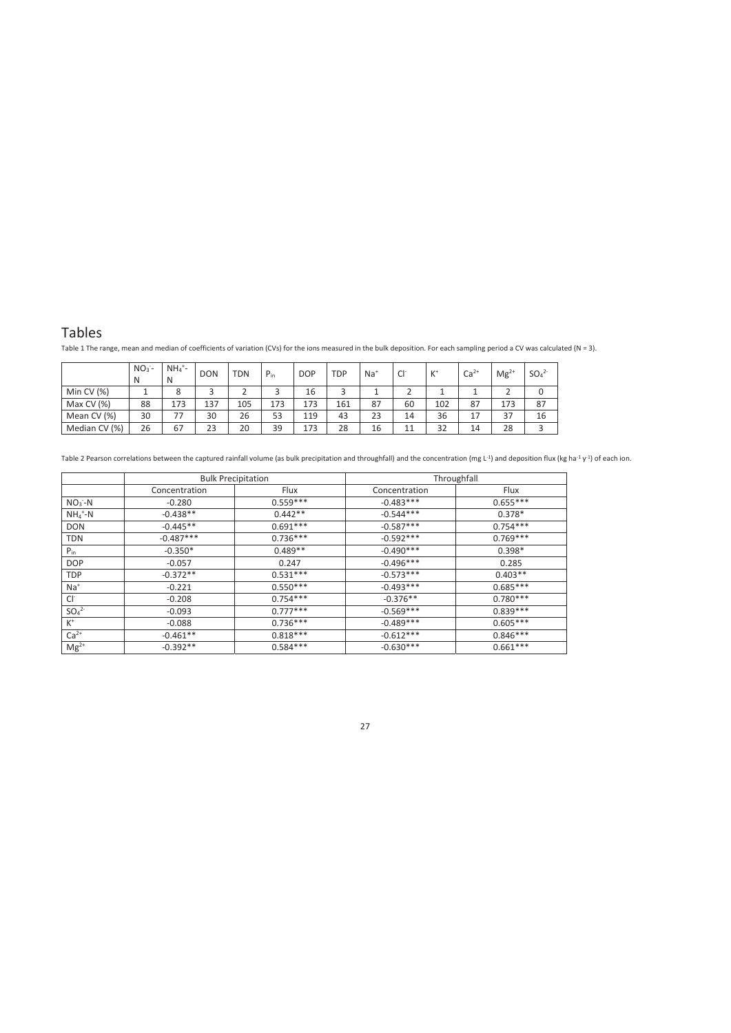# Tables

Table 1 The range, mean and median of coefficients of variation (CVs) for the ions measured in the bulk deposition. For each sampling period a CV was calculated (N = 3).

| | $NO_3^-$-N | $NH_4^+$-N | DON | TDN | $P_{in}$ | DOP | TDP | $Na^+$ | $Cl^-$ | $K^+$ | $Ca^{2+}$ | $Mg^{2+}$ | $SO_4^{2-}$ |
|---|---|---|---|---|---|---|---|---|---|---|---|---|---|
| Min CV (%) | 1 | 8 | 3 | 2 | 3 | 16 | 3 | 1 | 2 | 1 | 1 | 2 | 0 |
| Max CV (%) | 88 | 173 | 137 | 105 | 173 | 173 | 161 | 87 | 60 | 102 | 87 | 173 | 87 |
| Mean CV (%) | 30 | 77 | 30 | 26 | 53 | 119 | 43 | 23 | 14 | 36 | 17 | 37 | 16 |
| Median CV (%) | 26 | 67 | 23 | 20 | 39 | 173 | 28 | 16 | 11 | 32 | 14 | 28 | 3 |

Table 2 Pearson correlations between the captured rainfall volume (as bulk precipitation and throughfall) and the concentration (mg $L^{-1}$) and deposition flux (kg $ha^{-1}$ $y^{-1}$) of each ion.

| | Bulk Precipitation | | Throughfall | |
|---|---|---|---|---|
| | Concentration | Flux | Concentration | Flux |
| $NO_3^-$-N | -0.280 | 0.559*** | -0.483*** | 0.655*** |
| $NH_4^+$-N | -0.438** | 0.442** | -0.544*** | 0.378* |
| DON | -0.445** | 0.691*** | -0.587*** | 0.754*** |
| TDN | -0.487*** | 0.736*** | -0.592*** | 0.769*** |
| $P_{in}$ | -0.350* | 0.489** | -0.490*** | 0.398* |
| DOP | -0.057 | 0.247 | -0.496*** | 0.285 |
| TDP | -0.372** | 0.531*** | -0.573*** | 0.403** |
| $Na^+$ | -0.221 | 0.550*** | -0.493*** | 0.685*** |
| $Cl^-$ | -0.208 | 0.754*** | -0.376** | 0.780*** |
| $SO_4^{2-}$ | -0.093 | 0.777*** | -0.569*** | 0.839*** |
| $K^+$ | -0.088 | 0.736*** | -0.489*** | 0.605*** |
| $Ca^{2+}$ | -0.461** | 0.818*** | -0.612*** | 0.846*** |
| $Mg^{2+}$ | -0.392** | 0.584*** | -0.630*** | 0.661*** |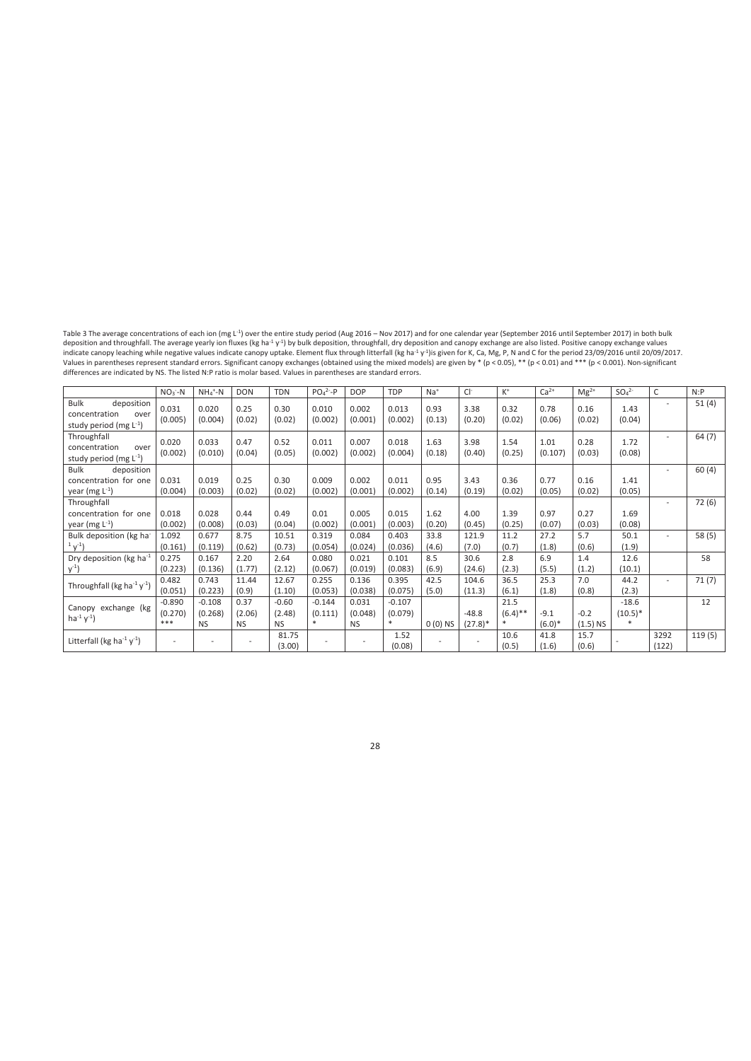Table 3 The average concentrations of each ion (mg $L^{-1}$) over the entire study period (Aug 2016 – Nov 2017) and for one calendar year (September 2016 until September 2017) in both bulk deposition and throughfall. The average yearly ion fluxes (kg $ha^{-1}$ $y^{-1}$) by bulk deposition, throughfall, dry deposition and canopy exchange are also listed. Positive canopy exchange values indicate canopy leaching while negative values indicate canopy uptake. Element flux through litterfall (kg $ha^{-1}$ $y^{-1}$)is given for K, Ca, Mg, P, N and C for the period 23/09/2016 until 20/09/2017. Values in parentheses represent standard errors. Significant canopy exchanges (obtained using the mixed models) are given by * ($p < 0.05$), ** ($p < 0.01$) and *** ($p < 0.001$). Non-significant differences are indicated by NS. The listed N:P ratio is molar based. Values in parentheses are standard errors.

| | $NO_3^-$-N | $NH_4^+$-N | DON | TDN | $PO_4^{2-}$-P | DOP | TDP | $Na^+$ | $Cl^-$ | $K^+$ | $Ca^{2+}$ | $Mg^{2+}$ | $SO_4^{2-}$ | C | N:P |
|---|---|---|---|---|---|---|---|---|---|---|---|---|---|---|---|
| Bulk deposition concentration over study period (mg $L^{-1}$) | 0.031 (0.005) | 0.020 (0.004) | 0.25 (0.02) | 0.30 (0.02) | 0.010 (0.002) | 0.002 (0.001) | 0.013 (0.002) | 0.93 (0.13) | 3.38 (0.20) | 0.32 (0.02) | 0.78 (0.06) | 0.16 (0.02) | 1.43 (0.04) | - | 51 (4) |
| Throughfall concentration over study period (mg $L^{-1}$) | 0.020 (0.002) | 0.033 (0.010) | 0.47 (0.04) | 0.52 (0.05) | 0.011 (0.002) | 0.007 (0.002) | 0.018 (0.004) | 1.63 (0.18) | 3.98 (0.40) | 1.54 (0.25) | 1.01 (0.107) | 0.28 (0.03) | 1.72 (0.08) | - | 64 (7) |
| Bulk deposition concentration for one year (mg $L^{-1}$) | 0.031 (0.004) | 0.019 (0.003) | 0.25 (0.02) | 0.30 (0.02) | 0.009 (0.002) | 0.002 (0.001) | 0.011 (0.002) | 0.95 (0.14) | 3.43 (0.19) | 0.36 (0.02) | 0.77 (0.05) | 0.16 (0.02) | 1.41 (0.05) | - | 60 (4) |
| Throughfall concentration for one year (mg $L^{-1}$) | 0.018 (0.002) | 0.028 (0.008) | 0.44 (0.03) | 0.49 (0.04) | 0.01 (0.002) | 0.005 (0.001) | 0.015 (0.003) | 1.62 (0.20) | 4.00 (0.45) | 1.39 (0.25) | 0.97 (0.07) | 0.27 (0.03) | 1.69 (0.08) | - | 72 (6) |
| Bulk deposition (kg $ha^{-1}$ $y^{-1}$) | 1.092 (0.161) | 0.677 (0.119) | 8.75 (0.62) | 10.51 (0.73) | 0.319 (0.054) | 0.084 (0.024) | 0.403 (0.036) | 33.8 (4.6) | 121.9 (7.0) | 11.2 (0.7) | 27.2 (1.8) | 5.7 (0.6) | 50.1 (1.9) | - | 58 (5) |
| Dry deposition (kg $ha^{-1}$ $y^{-1}$) | 0.275 (0.223) | 0.167 (0.136) | 2.20 (1.77) | 2.64 (2.12) | 0.080 (0.067) | 0.021 (0.019) | 0.101 (0.083) | 8.5 (6.9) | 30.6 (24.6) | 2.8 (2.3) | 6.9 (5.5) | 1.4 (1.2) | 12.6 (10.1) | | 58 |
| Throughfall (kg $ha^{-1}$ $y^{-1}$) | 0.482 (0.051) | 0.743 (0.223) | 11.44 (0.9) | 12.67 (1.10) | 0.255 (0.053) | 0.136 (0.038) | 0.395 (0.075) | 42.5 (5.0) | 104.6 (11.3) | 36.5 (6.1) | 25.3 (1.8) | 7.0 (0.8) | 44.2 (2.3) | - | 71 (7) |
| Canopy exchange (kg $ha^{-1}$ $y^{-1}$) | -0.890 (0.270) *** | -0.108 (0.268) NS | 0.37 (2.06) NS | -0.60 (2.48) NS | -0.144 (0.111) * | 0.031 (0.048) NS | -0.107 (0.079) * | 0 (0) NS | -48.8 (27.8)* | 21.5 (6.4)** * | -9.1 (6.0)* | -0.2 (1.5) NS | -18.6 (10.5)* * | | 12 |
| Litterfall (kg $ha^{-1}$ $y^{-1}$) | - | - | - | 81.75 (3.00) | - | - | 1.52 (0.08) | - | - | 10.6 (0.5) | 41.8 (1.6) | 15.7 (0.6) | - | 3292 (122) | 119 (5) |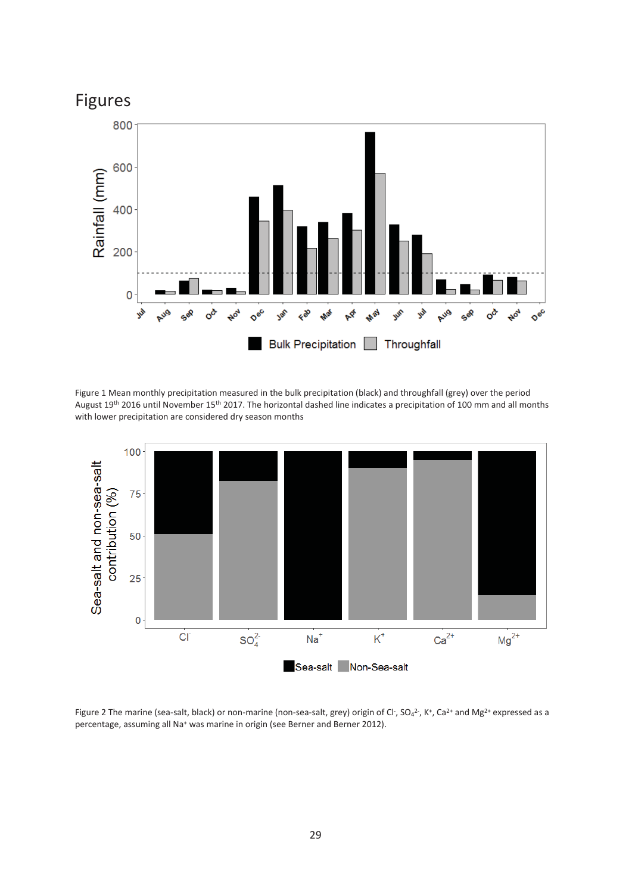# Figures

Figure 1 Mean monthly precipitation measured in the bulk precipitation (black) and throughfall (grey) over the period August 19th 2016 until November 15th 2017. The horizontal dashed line indicates a precipitation of 100 mm and all months with lower precipitation are considered dry season months

Figure 2 The marine (sea-salt, black) or non-marine (non-sea-salt, grey) origin of $Cl^-$, $SO_4^{2-}$, $K^+$, $Ca^{2+}$ and $Mg^{2+}$ expressed as a percentage, assuming all $Na^+$ was marine in origin (see Berner and Berner 2012).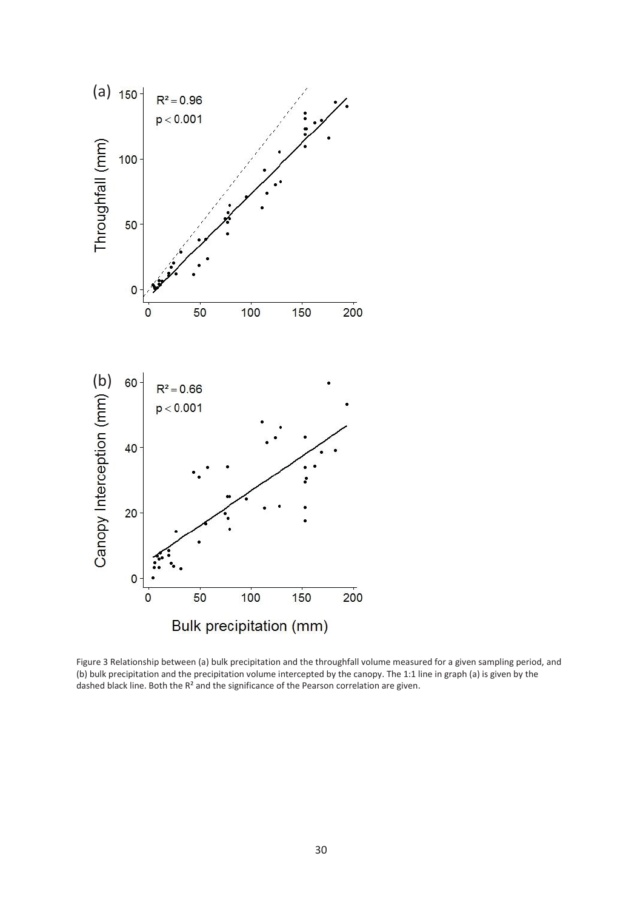Figure 3 Relationship between (a) bulk precipitation and the throughfall volume measured for a given sampling period, and (b) bulk precipitation and the precipitation volume intercepted by the canopy. The 1:1 line in graph (a) is given by the dashed black line. Both the $R^2$ and the significance of the Pearson correlation are given.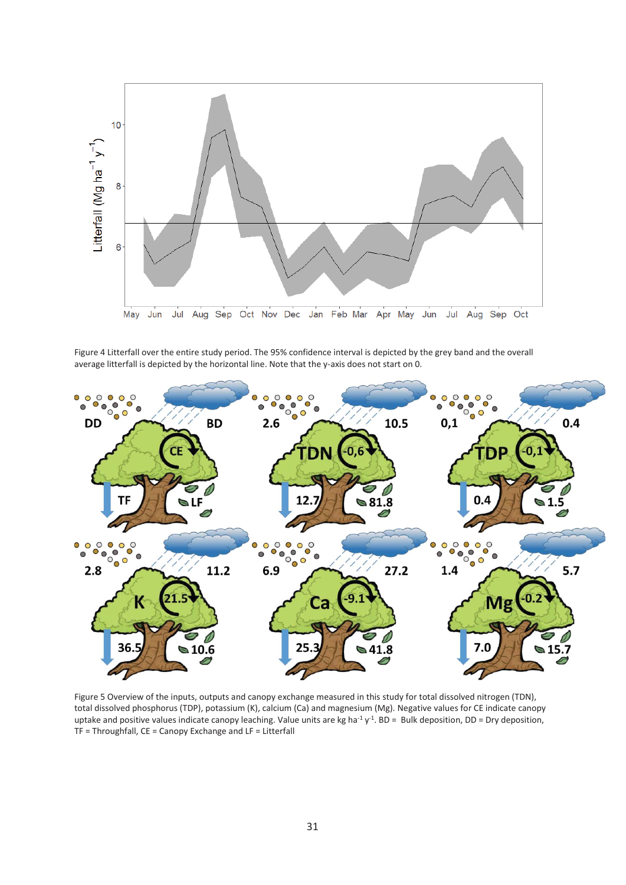Figure 4 Litterfall over the entire study period. The 95% confidence interval is depicted by the grey band and the overall average litterfall is depicted by the horizontal line. Note that the y-axis does not start on 0.

Figure 5 Overview of the inputs, outputs and canopy exchange measured in this study for total dissolved nitrogen (TDN), total dissolved phosphorus (TDP), potassium (K), calcium (Ca) and magnesium (Mg). Negative values for CE indicate canopy uptake and positive values indicate canopy leaching. Value units are kg ha$^{-1}$ y$^{-1}$. BD = Bulk deposition, DD = Dry deposition, TF = Throughfall, CE = Canopy Exchange and LF = Litterfall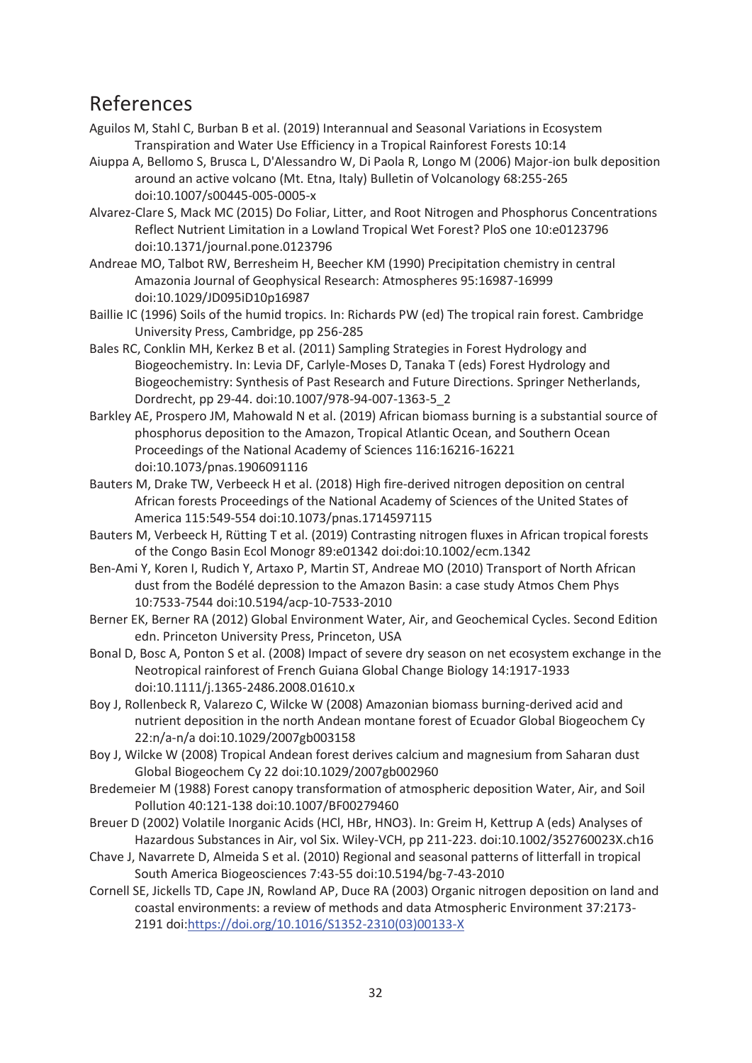# References

Aguilos M, Stahl C, Burban B et al. (2019) Interannual and Seasonal Variations in Ecosystem Transpiration and Water Use Efficiency in a Tropical Rainforest Forests 10:14

Aiuppa A, Bellomo S, Brusca L, D'Alessandro W, Di Paola R, Longo M (2006) Major-ion bulk deposition around an active volcano (Mt. Etna, Italy) Bulletin of Volcanology 68:255-265 doi:10.1007/s00445-005-0005-x

Alvarez-Clare S, Mack MC (2015) Do Foliar, Litter, and Root Nitrogen and Phosphorus Concentrations Reflect Nutrient Limitation in a Lowland Tropical Wet Forest? PloS one 10:e0123796 doi:10.1371/journal.pone.0123796

Andreae MO, Talbot RW, Berresheim H, Beecher KM (1990) Precipitation chemistry in central Amazonia Journal of Geophysical Research: Atmospheres 95:16987-16999 doi:10.1029/JD095iD10p16987

Baillie IC (1996) Soils of the humid tropics. In: Richards PW (ed) The tropical rain forest. Cambridge University Press, Cambridge, pp 256-285

Bales RC, Conklin MH, Kerkez B et al. (2011) Sampling Strategies in Forest Hydrology and Biogeochemistry. In: Levia DF, Carlyle-Moses D, Tanaka T (eds) Forest Hydrology and Biogeochemistry: Synthesis of Past Research and Future Directions. Springer Netherlands, Dordrecht, pp 29-44. doi:10.1007/978-94-007-1363-5_2

Barkley AE, Prospero JM, Mahowald N et al. (2019) African biomass burning is a substantial source of phosphorus deposition to the Amazon, Tropical Atlantic Ocean, and Southern Ocean Proceedings of the National Academy of Sciences 116:16216-16221 doi:10.1073/pnas.1906091116

Bauters M, Drake TW, Verbeeck H et al. (2018) High fire-derived nitrogen deposition on central African forests Proceedings of the National Academy of Sciences of the United States of America 115:549-554 doi:10.1073/pnas.1714597115

Bauters M, Verbeeck H, Rütting T et al. (2019) Contrasting nitrogen fluxes in African tropical forests of the Congo Basin Ecol Monogr 89:e01342 doi:doi:10.1002/ecm.1342

Ben-Ami Y, Koren I, Rudich Y, Artaxo P, Martin ST, Andreae MO (2010) Transport of North African dust from the Bodélé depression to the Amazon Basin: a case study Atmos Chem Phys 10:7533-7544 doi:10.5194/acp-10-7533-2010

Berner EK, Berner RA (2012) Global Environment Water, Air, and Geochemical Cycles. Second Edition edn. Princeton University Press, Princeton, USA

Bonal D, Bosc A, Ponton S et al. (2008) Impact of severe dry season on net ecosystem exchange in the Neotropical rainforest of French Guiana Global Change Biology 14:1917-1933 doi:10.1111/j.1365-2486.2008.01610.x

Boy J, Rollenbeck R, Valarezo C, Wilcke W (2008) Amazonian biomass burning-derived acid and nutrient deposition in the north Andean montane forest of Ecuador Global Biogeochem Cy 22:n/a-n/a doi:10.1029/2007gb003158

Boy J, Wilcke W (2008) Tropical Andean forest derives calcium and magnesium from Saharan dust Global Biogeochem Cy 22 doi:10.1029/2007gb002960

Bredemeier M (1988) Forest canopy transformation of atmospheric deposition Water, Air, and Soil Pollution 40:121-138 doi:10.1007/BF00279460

Breuer D (2002) Volatile Inorganic Acids (HCl, HBr, HNO3). In: Greim H, Kettrup A (eds) Analyses of Hazardous Substances in Air, vol Six. Wiley-VCH, pp 211-223. doi:10.1002/352760023X.ch16

Chave J, Navarrete D, Almeida S et al. (2010) Regional and seasonal patterns of litterfall in tropical South America Biogeosciences 7:43-55 doi:10.5194/bg-7-43-2010

Cornell SE, Jickells TD, Cape JN, Rowland AP, Duce RA (2003) Organic nitrogen deposition on land and coastal environments: a review of methods and data Atmospheric Environment 37:2173-2191 doi:https://doi.org/10.1016/S1352-2310(03)00133-X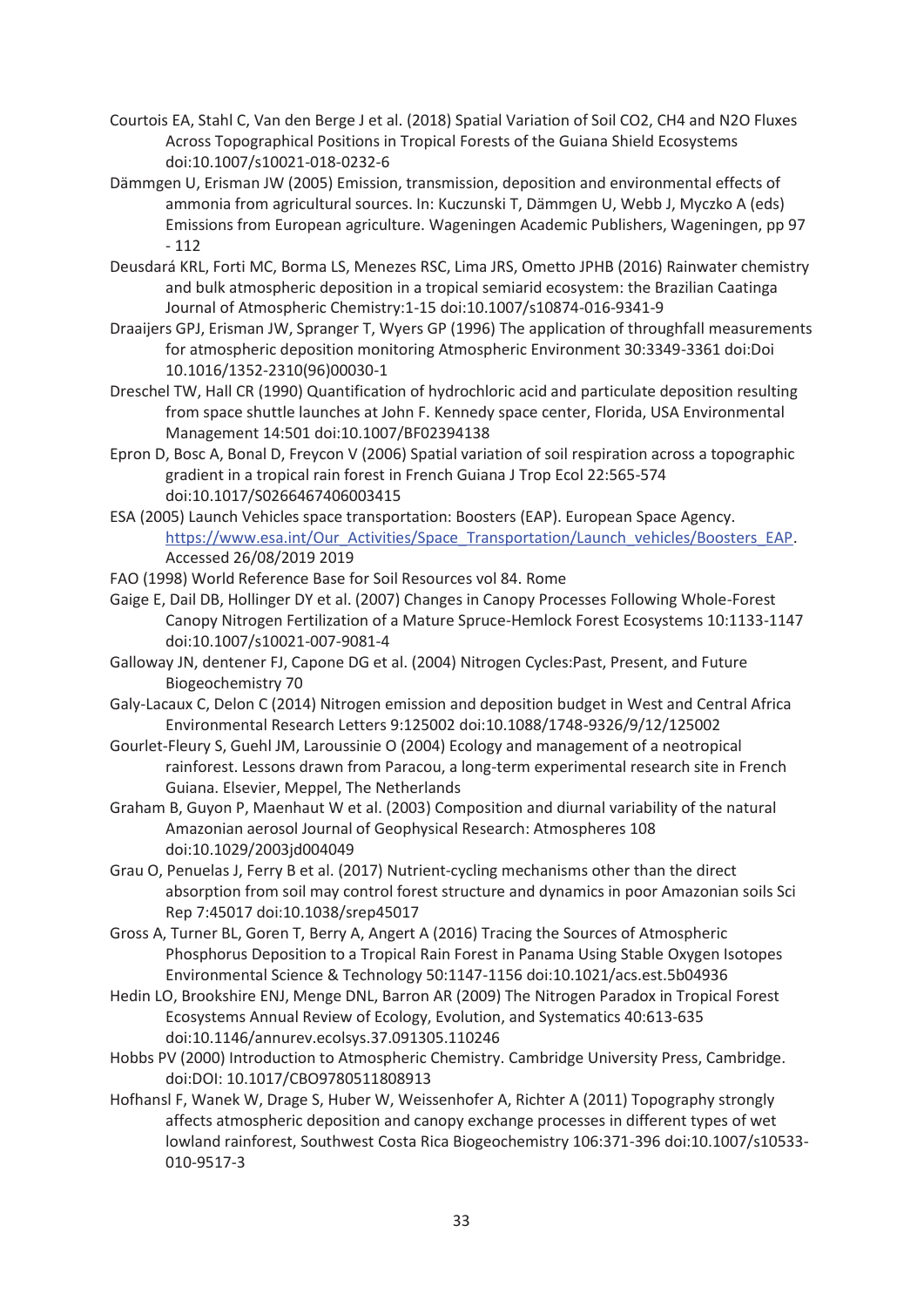Courtois EA, Stahl C, Van den Berge J et al. (2018) Spatial Variation of Soil CO2, CH4 and N2O Fluxes Across Topographical Positions in Tropical Forests of the Guiana Shield Ecosystems doi:10.1007/s10021-018-0232-6

Dämmgen U, Erisman JW (2005) Emission, transmission, deposition and environmental effects of ammonia from agricultural sources. In: Kuczunski T, Dämmgen U, Webb J, Myczko A (eds) Emissions from European agriculture. Wageningen Academic Publishers, Wageningen, pp 97 - 112

Deusdará KRL, Forti MC, Borma LS, Menezes RSC, Lima JRS, Ometto JPHB (2016) Rainwater chemistry and bulk atmospheric deposition in a tropical semiarid ecosystem: the Brazilian Caatinga Journal of Atmospheric Chemistry:1-15 doi:10.1007/s10874-016-9341-9

Draaijers GPJ, Erisman JW, Spranger T, Wyers GP (1996) The application of throughfall measurements for atmospheric deposition monitoring Atmospheric Environment 30:3349-3361 doi:Doi 10.1016/1352-2310(96)00030-1

Dreschel TW, Hall CR (1990) Quantification of hydrochloric acid and particulate deposition resulting from space shuttle launches at John F. Kennedy space center, Florida, USA Environmental Management 14:501 doi:10.1007/BF02394138

Epron D, Bosc A, Bonal D, Freycon V (2006) Spatial variation of soil respiration across a topographic gradient in a tropical rain forest in French Guiana J Trop Ecol 22:565-574 doi:10.1017/S0266467406003415

ESA (2005) Launch Vehicles space transportation: Boosters (EAP). European Space Agency. https://www.esa.int/Our_Activities/Space_Transportation/Launch_vehicles/Boosters_EAP. Accessed 26/08/2019 2019

FAO (1998) World Reference Base for Soil Resources vol 84. Rome

Gaige E, Dail DB, Hollinger DY et al. (2007) Changes in Canopy Processes Following Whole-Forest Canopy Nitrogen Fertilization of a Mature Spruce-Hemlock Forest Ecosystems 10:1133-1147 doi:10.1007/s10021-007-9081-4

Galloway JN, dentener FJ, Capone DG et al. (2004) Nitrogen Cycles:Past, Present, and Future Biogeochemistry 70

Galy-Lacaux C, Delon C (2014) Nitrogen emission and deposition budget in West and Central Africa Environmental Research Letters 9:125002 doi:10.1088/1748-9326/9/12/125002

Gourlet-Fleury S, Guehl JM, Laroussinie O (2004) Ecology and management of a neotropical rainforest. Lessons drawn from Paracou, a long-term experimental research site in French Guiana. Elsevier, Meppel, The Netherlands

Graham B, Guyon P, Maenhaut W et al. (2003) Composition and diurnal variability of the natural Amazonian aerosol Journal of Geophysical Research: Atmospheres 108 doi:10.1029/2003jd004049

Grau O, Penuelas J, Ferry B et al. (2017) Nutrient-cycling mechanisms other than the direct absorption from soil may control forest structure and dynamics in poor Amazonian soils Sci Rep 7:45017 doi:10.1038/srep45017

Gross A, Turner BL, Goren T, Berry A, Angert A (2016) Tracing the Sources of Atmospheric Phosphorus Deposition to a Tropical Rain Forest in Panama Using Stable Oxygen Isotopes Environmental Science & Technology 50:1147-1156 doi:10.1021/acs.est.5b04936

Hedin LO, Brookshire ENJ, Menge DNL, Barron AR (2009) The Nitrogen Paradox in Tropical Forest Ecosystems Annual Review of Ecology, Evolution, and Systematics 40:613-635 doi:10.1146/annurev.ecolsys.37.091305.110246

Hobbs PV (2000) Introduction to Atmospheric Chemistry. Cambridge University Press, Cambridge. doi:DOI: 10.1017/CBO9780511808913

Hofhansl F, Wanek W, Drage S, Huber W, Weissenhofer A, Richter A (2011) Topography strongly affects atmospheric deposition and canopy exchange processes in different types of wet lowland rainforest, Southwest Costa Rica Biogeochemistry 106:371-396 doi:10.1007/s10533-010-9517-3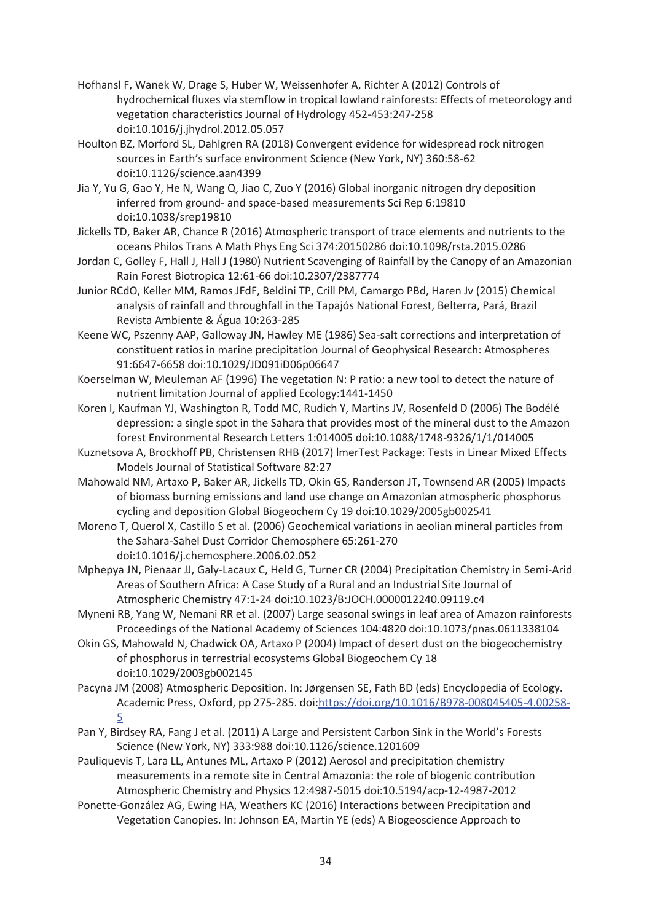Hofhansl F, Wanek W, Drage S, Huber W, Weissenhofer A, Richter A (2012) Controls of hydrochemical fluxes via stemflow in tropical lowland rainforests: Effects of meteorology and vegetation characteristics Journal of Hydrology 452-453:247-258 doi:10.1016/j.jhydrol.2012.05.057

Houlton BZ, Morford SL, Dahlgren RA (2018) Convergent evidence for widespread rock nitrogen sources in Earth's surface environment Science (New York, NY) 360:58-62 doi:10.1126/science.aan4399

Jia Y, Yu G, Gao Y, He N, Wang Q, Jiao C, Zuo Y (2016) Global inorganic nitrogen dry deposition inferred from ground- and space-based measurements Sci Rep 6:19810 doi:10.1038/srep19810

Jickells TD, Baker AR, Chance R (2016) Atmospheric transport of trace elements and nutrients to the oceans Philos Trans A Math Phys Eng Sci 374:20150286 doi:10.1098/rsta.2015.0286

Jordan C, Golley F, Hall J, Hall J (1980) Nutrient Scavenging of Rainfall by the Canopy of an Amazonian Rain Forest Biotropica 12:61-66 doi:10.2307/2387774

Junior RCdO, Keller MM, Ramos JFdF, Beldini TP, Crill PM, Camargo PBd, Haren Jv (2015) Chemical analysis of rainfall and throughfall in the Tapajós National Forest, Belterra, Pará, Brazil Revista Ambiente & Água 10:263-285

Keene WC, Pszenny AAP, Galloway JN, Hawley ME (1986) Sea-salt corrections and interpretation of constituent ratios in marine precipitation Journal of Geophysical Research: Atmospheres 91:6647-6658 doi:10.1029/JD091iD06p06647

Koerselman W, Meuleman AF (1996) The vegetation N: P ratio: a new tool to detect the nature of nutrient limitation Journal of applied Ecology:1441-1450

Koren I, Kaufman YJ, Washington R, Todd MC, Rudich Y, Martins JV, Rosenfeld D (2006) The Bodélé depression: a single spot in the Sahara that provides most of the mineral dust to the Amazon forest Environmental Research Letters 1:014005 doi:10.1088/1748-9326/1/1/014005

Kuznetsova A, Brockhoff PB, Christensen RHB (2017) lmerTest Package: Tests in Linear Mixed Effects Models Journal of Statistical Software 82:27

Mahowald NM, Artaxo P, Baker AR, Jickells TD, Okin GS, Randerson JT, Townsend AR (2005) Impacts of biomass burning emissions and land use change on Amazonian atmospheric phosphorus cycling and deposition Global Biogeochem Cy 19 doi:10.1029/2005gb002541

Moreno T, Querol X, Castillo S et al. (2006) Geochemical variations in aeolian mineral particles from the Sahara-Sahel Dust Corridor Chemosphere 65:261-270 doi:10.1016/j.chemosphere.2006.02.052

Mphepya JN, Pienaar JJ, Galy-Lacaux C, Held G, Turner CR (2004) Precipitation Chemistry in Semi-Arid Areas of Southern Africa: A Case Study of a Rural and an Industrial Site Journal of Atmospheric Chemistry 47:1-24 doi:10.1023/B:JOCH.0000012240.09119.c4

Myneni RB, Yang W, Nemani RR et al. (2007) Large seasonal swings in leaf area of Amazon rainforests Proceedings of the National Academy of Sciences 104:4820 doi:10.1073/pnas.0611338104

Okin GS, Mahowald N, Chadwick OA, Artaxo P (2004) Impact of desert dust on the biogeochemistry of phosphorus in terrestrial ecosystems Global Biogeochem Cy 18 doi:10.1029/2003gb002145

Pacyna JM (2008) Atmospheric Deposition. In: Jørgensen SE, Fath BD (eds) Encyclopedia of Ecology. Academic Press, Oxford, pp 275-285. doi:https://doi.org/10.1016/B978-008045405-4.00258-5

Pan Y, Birdsey RA, Fang J et al. (2011) A Large and Persistent Carbon Sink in the World's Forests Science (New York, NY) 333:988 doi:10.1126/science.1201609

Pauliquevis T, Lara LL, Antunes ML, Artaxo P (2012) Aerosol and precipitation chemistry measurements in a remote site in Central Amazonia: the role of biogenic contribution Atmospheric Chemistry and Physics 12:4987-5015 doi:10.5194/acp-12-4987-2012

Ponette-González AG, Ewing HA, Weathers KC (2016) Interactions between Precipitation and Vegetation Canopies. In: Johnson EA, Martin YE (eds) A Biogeoscience Approach to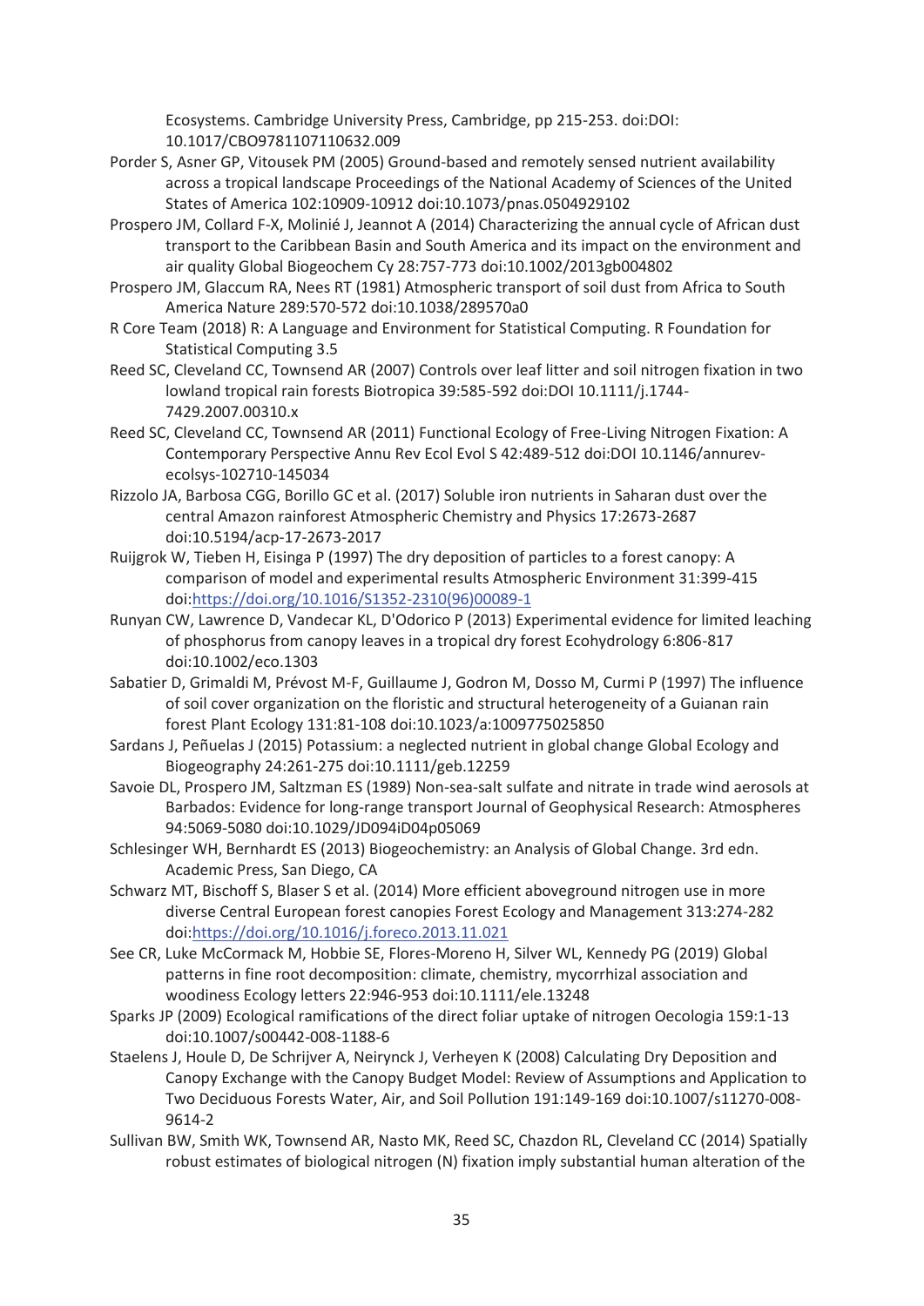Ecosystems. Cambridge University Press, Cambridge, pp 215-253. doi:DOI: 10.1017/CBO9781107110632.009

Porder S, Asner GP, Vitousek PM (2005) Ground-based and remotely sensed nutrient availability across a tropical landscape Proceedings of the National Academy of Sciences of the United States of America 102:10909-10912 doi:10.1073/pnas.0504929102

Prospero JM, Collard F-X, Molinié J, Jeannot A (2014) Characterizing the annual cycle of African dust transport to the Caribbean Basin and South America and its impact on the environment and air quality Global Biogeochem Cy 28:757-773 doi:10.1002/2013gb004802

Prospero JM, Glaccum RA, Nees RT (1981) Atmospheric transport of soil dust from Africa to South America Nature 289:570-572 doi:10.1038/289570a0

R Core Team (2018) R: A Language and Environment for Statistical Computing. R Foundation for Statistical Computing 3.5

Reed SC, Cleveland CC, Townsend AR (2007) Controls over leaf litter and soil nitrogen fixation in two lowland tropical rain forests Biotropica 39:585-592 doi:DOI 10.1111/j.1744-7429.2007.00310.x

Reed SC, Cleveland CC, Townsend AR (2011) Functional Ecology of Free-Living Nitrogen Fixation: A Contemporary Perspective Annu Rev Ecol Evol S 42:489-512 doi:DOI 10.1146/annurev-ecolsys-102710-145034

Rizzolo JA, Barbosa CGG, Borillo GC et al. (2017) Soluble iron nutrients in Saharan dust over the central Amazon rainforest Atmospheric Chemistry and Physics 17:2673-2687 doi:10.5194/acp-17-2673-2017

Ruijgrok W, Tieben H, Eisinga P (1997) The dry deposition of particles to a forest canopy: A comparison of model and experimental results Atmospheric Environment 31:399-415 doi:https://doi.org/10.1016/S1352-2310(96)00089-1

Runyan CW, Lawrence D, Vandecar KL, D'Odorico P (2013) Experimental evidence for limited leaching of phosphorus from canopy leaves in a tropical dry forest Ecohydrology 6:806-817 doi:10.1002/eco.1303

Sabatier D, Grimaldi M, Prévost M-F, Guillaume J, Godron M, Dosso M, Curmi P (1997) The influence of soil cover organization on the floristic and structural heterogeneity of a Guianan rain forest Plant Ecology 131:81-108 doi:10.1023/a:1009775025850

Sardans J, Peñuelas J (2015) Potassium: a neglected nutrient in global change Global Ecology and Biogeography 24:261-275 doi:10.1111/geb.12259

Savoie DL, Prospero JM, Saltzman ES (1989) Non-sea-salt sulfate and nitrate in trade wind aerosols at Barbados: Evidence for long-range transport Journal of Geophysical Research: Atmospheres 94:5069-5080 doi:10.1029/JD094iD04p05069

Schlesinger WH, Bernhardt ES (2013) Biogeochemistry: an Analysis of Global Change. 3rd edn. Academic Press, San Diego, CA

Schwarz MT, Bischoff S, Blaser S et al. (2014) More efficient aboveground nitrogen use in more diverse Central European forest canopies Forest Ecology and Management 313:274-282 doi:https://doi.org/10.1016/j.foreco.2013.11.021

See CR, Luke McCormack M, Hobbie SE, Flores-Moreno H, Silver WL, Kennedy PG (2019) Global patterns in fine root decomposition: climate, chemistry, mycorrhizal association and woodiness Ecology letters 22:946-953 doi:10.1111/ele.13248

Sparks JP (2009) Ecological ramifications of the direct foliar uptake of nitrogen Oecologia 159:1-13 doi:10.1007/s00442-008-1188-6

Staelens J, Houle D, De Schrijver A, Neirynck J, Verheyen K (2008) Calculating Dry Deposition and Canopy Exchange with the Canopy Budget Model: Review of Assumptions and Application to Two Deciduous Forests Water, Air, and Soil Pollution 191:149-169 doi:10.1007/s11270-008-9614-2

Sullivan BW, Smith WK, Townsend AR, Nasto MK, Reed SC, Chazdon RL, Cleveland CC (2014) Spatially robust estimates of biological nitrogen (N) fixation imply substantial human alteration of the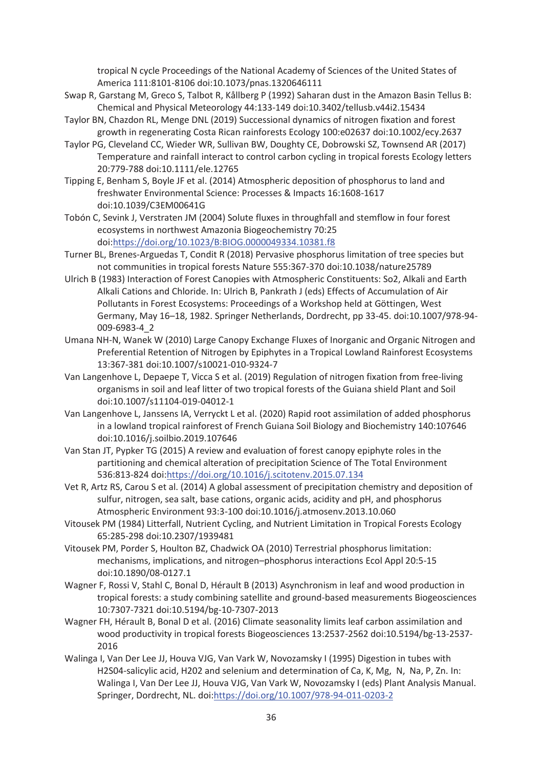tropical N cycle Proceedings of the National Academy of Sciences of the United States of America 111:8101-8106 doi:10.1073/pnas.1320646111

Swap R, Garstang M, Greco S, Talbot R, Kållberg P (1992) Saharan dust in the Amazon Basin Tellus B: Chemical and Physical Meteorology 44:133-149 doi:10.3402/tellusb.v44i2.15434

Taylor BN, Chazdon RL, Menge DNL (2019) Successional dynamics of nitrogen fixation and forest growth in regenerating Costa Rican rainforests Ecology 100:e02637 doi:10.1002/ecy.2637

Taylor PG, Cleveland CC, Wieder WR, Sullivan BW, Doughty CE, Dobrowski SZ, Townsend AR (2017) Temperature and rainfall interact to control carbon cycling in tropical forests Ecology letters 20:779-788 doi:10.1111/ele.12765

Tipping E, Benham S, Boyle JF et al. (2014) Atmospheric deposition of phosphorus to land and freshwater Environmental Science: Processes & Impacts 16:1608-1617 doi:10.1039/C3EM00641G

Tobón C, Sevink J, Verstraten JM (2004) Solute fluxes in throughfall and stemflow in four forest ecosystems in northwest Amazonia Biogeochemistry 70:25 doi:https://doi.org/10.1023/B:BIOG.0000049334.10381.f8

Turner BL, Brenes-Arguedas T, Condit R (2018) Pervasive phosphorus limitation of tree species but not communities in tropical forests Nature 555:367-370 doi:10.1038/nature25789

Ulrich B (1983) Interaction of Forest Canopies with Atmospheric Constituents: So2, Alkali and Earth Alkali Cations and Chloride. In: Ulrich B, Pankrath J (eds) Effects of Accumulation of Air Pollutants in Forest Ecosystems: Proceedings of a Workshop held at Göttingen, West Germany, May 16–18, 1982. Springer Netherlands, Dordrecht, pp 33-45. doi:10.1007/978-94-009-6983-4_2

Umana NH-N, Wanek W (2010) Large Canopy Exchange Fluxes of Inorganic and Organic Nitrogen and Preferential Retention of Nitrogen by Epiphytes in a Tropical Lowland Rainforest Ecosystems 13:367-381 doi:10.1007/s10021-010-9324-7

Van Langenhove L, Depaepe T, Vicca S et al. (2019) Regulation of nitrogen fixation from free-living organisms in soil and leaf litter of two tropical forests of the Guiana shield Plant and Soil doi:10.1007/s11104-019-04012-1

Van Langenhove L, Janssens IA, Verryckt L et al. (2020) Rapid root assimilation of added phosphorus in a lowland tropical rainforest of French Guiana Soil Biology and Biochemistry 140:107646 doi:10.1016/j.soilbio.2019.107646

Van Stan JT, Pypker TG (2015) A review and evaluation of forest canopy epiphyte roles in the partitioning and chemical alteration of precipitation Science of The Total Environment 536:813-824 doi:https://doi.org/10.1016/j.scitotenv.2015.07.134

Vet R, Artz RS, Carou S et al. (2014) A global assessment of precipitation chemistry and deposition of sulfur, nitrogen, sea salt, base cations, organic acids, acidity and pH, and phosphorus Atmospheric Environment 93:3-100 doi:10.1016/j.atmosenv.2013.10.060

Vitousek PM (1984) Litterfall, Nutrient Cycling, and Nutrient Limitation in Tropical Forests Ecology 65:285-298 doi:10.2307/1939481

Vitousek PM, Porder S, Houlton BZ, Chadwick OA (2010) Terrestrial phosphorus limitation: mechanisms, implications, and nitrogen–phosphorus interactions Ecol Appl 20:5-15 doi:10.1890/08-0127.1

Wagner F, Rossi V, Stahl C, Bonal D, Hérault B (2013) Asynchronism in leaf and wood production in tropical forests: a study combining satellite and ground-based measurements Biogeosciences 10:7307-7321 doi:10.5194/bg-10-7307-2013

Wagner FH, Hérault B, Bonal D et al. (2016) Climate seasonality limits leaf carbon assimilation and wood productivity in tropical forests Biogeosciences 13:2537-2562 doi:10.5194/bg-13-2537-2016

Walinga I, Van Der Lee JJ, Houva VJG, Van Vark W, Novozamsky I (1995) Digestion in tubes with H2S04-salicylic acid, H202 and selenium and determination of Ca, K, Mg, N, Na, P, Zn. In: Walinga I, Van Der Lee JJ, Houva VJG, Van Vark W, Novozamsky I (eds) Plant Analysis Manual. Springer, Dordrecht, NL. doi:https://doi.org/10.1007/978-94-011-0203-2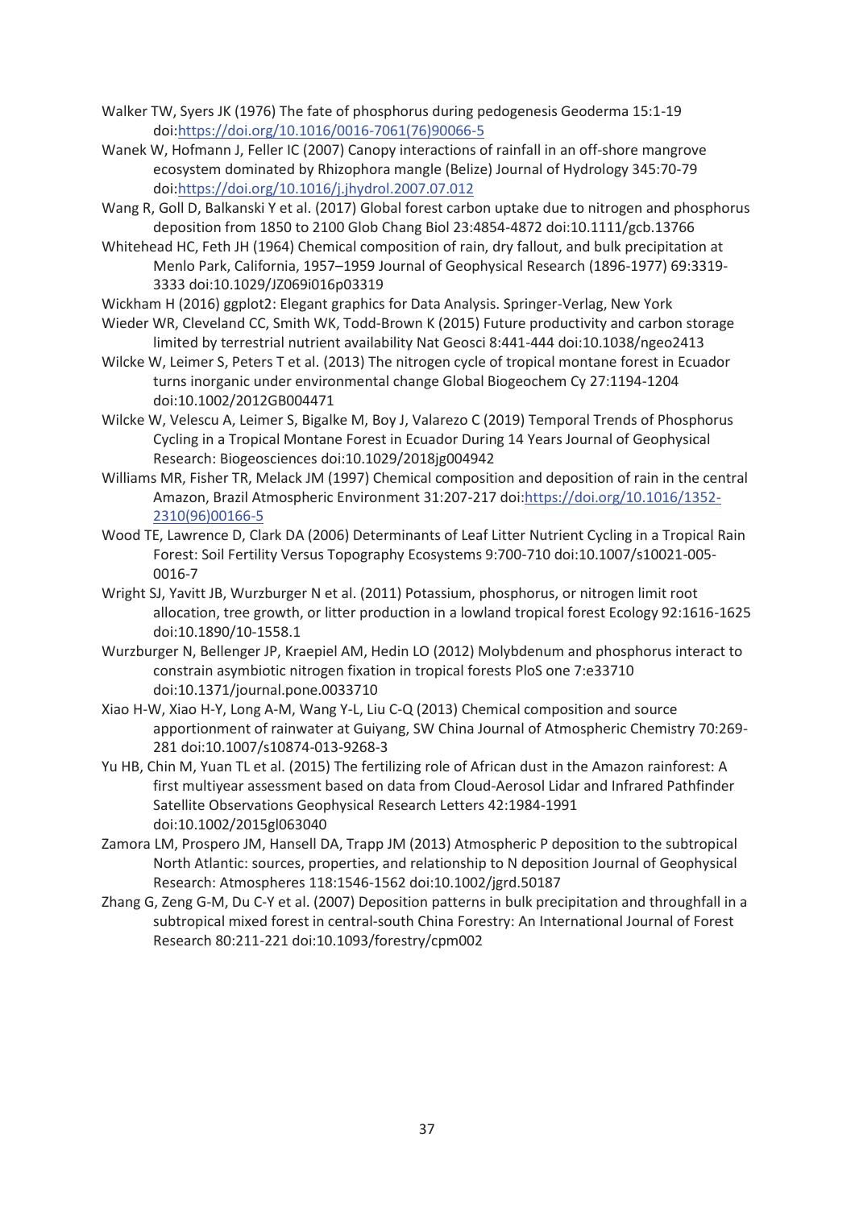Walker TW, Syers JK (1976) The fate of phosphorus during pedogenesis Geoderma 15:1-19 doi:https://doi.org/10.1016/0016-7061(76)90066-5

Wanek W, Hofmann J, Feller IC (2007) Canopy interactions of rainfall in an off-shore mangrove ecosystem dominated by Rhizophora mangle (Belize) Journal of Hydrology 345:70-79 doi:https://doi.org/10.1016/j.jhydrol.2007.07.012

Wang R, Goll D, Balkanski Y et al. (2017) Global forest carbon uptake due to nitrogen and phosphorus deposition from 1850 to 2100 Glob Chang Biol 23:4854-4872 doi:10.1111/gcb.13766

Whitehead HC, Feth JH (1964) Chemical composition of rain, dry fallout, and bulk precipitation at Menlo Park, California, 1957–1959 Journal of Geophysical Research (1896-1977) 69:3319-3333 doi:10.1029/JZ069i016p03319

Wickham H (2016) ggplot2: Elegant graphics for Data Analysis. Springer-Verlag, New York

Wieder WR, Cleveland CC, Smith WK, Todd-Brown K (2015) Future productivity and carbon storage limited by terrestrial nutrient availability Nat Geosci 8:441-444 doi:10.1038/ngeo2413

Wilcke W, Leimer S, Peters T et al. (2013) The nitrogen cycle of tropical montane forest in Ecuador turns inorganic under environmental change Global Biogeochem Cy 27:1194-1204 doi:10.1002/2012GB004471

Wilcke W, Velescu A, Leimer S, Bigalke M, Boy J, Valarezo C (2019) Temporal Trends of Phosphorus Cycling in a Tropical Montane Forest in Ecuador During 14 Years Journal of Geophysical Research: Biogeosciences doi:10.1029/2018jg004942

Williams MR, Fisher TR, Melack JM (1997) Chemical composition and deposition of rain in the central Amazon, Brazil Atmospheric Environment 31:207-217 doi:https://doi.org/10.1016/1352-2310(96)00166-5

Wood TE, Lawrence D, Clark DA (2006) Determinants of Leaf Litter Nutrient Cycling in a Tropical Rain Forest: Soil Fertility Versus Topography Ecosystems 9:700-710 doi:10.1007/s10021-005-0016-7

Wright SJ, Yavitt JB, Wurzburger N et al. (2011) Potassium, phosphorus, or nitrogen limit root allocation, tree growth, or litter production in a lowland tropical forest Ecology 92:1616-1625 doi:10.1890/10-1558.1

Wurzburger N, Bellenger JP, Kraepiel AM, Hedin LO (2012) Molybdenum and phosphorus interact to constrain asymbiotic nitrogen fixation in tropical forests PloS one 7:e33710 doi:10.1371/journal.pone.0033710

Xiao H-W, Xiao H-Y, Long A-M, Wang Y-L, Liu C-Q (2013) Chemical composition and source apportionment of rainwater at Guiyang, SW China Journal of Atmospheric Chemistry 70:269-281 doi:10.1007/s10874-013-9268-3

Yu HB, Chin M, Yuan TL et al. (2015) The fertilizing role of African dust in the Amazon rainforest: A first multiyear assessment based on data from Cloud-Aerosol Lidar and Infrared Pathfinder Satellite Observations Geophysical Research Letters 42:1984-1991 doi:10.1002/2015gl063040

Zamora LM, Prospero JM, Hansell DA, Trapp JM (2013) Atmospheric P deposition to the subtropical North Atlantic: sources, properties, and relationship to N deposition Journal of Geophysical Research: Atmospheres 118:1546-1562 doi:10.1002/jgrd.50187

Zhang G, Zeng G-M, Du C-Y et al. (2007) Deposition patterns in bulk precipitation and throughfall in a subtropical mixed forest in central-south China Forestry: An International Journal of Forest Research 80:211-221 doi:10.1093/forestry/cpm002